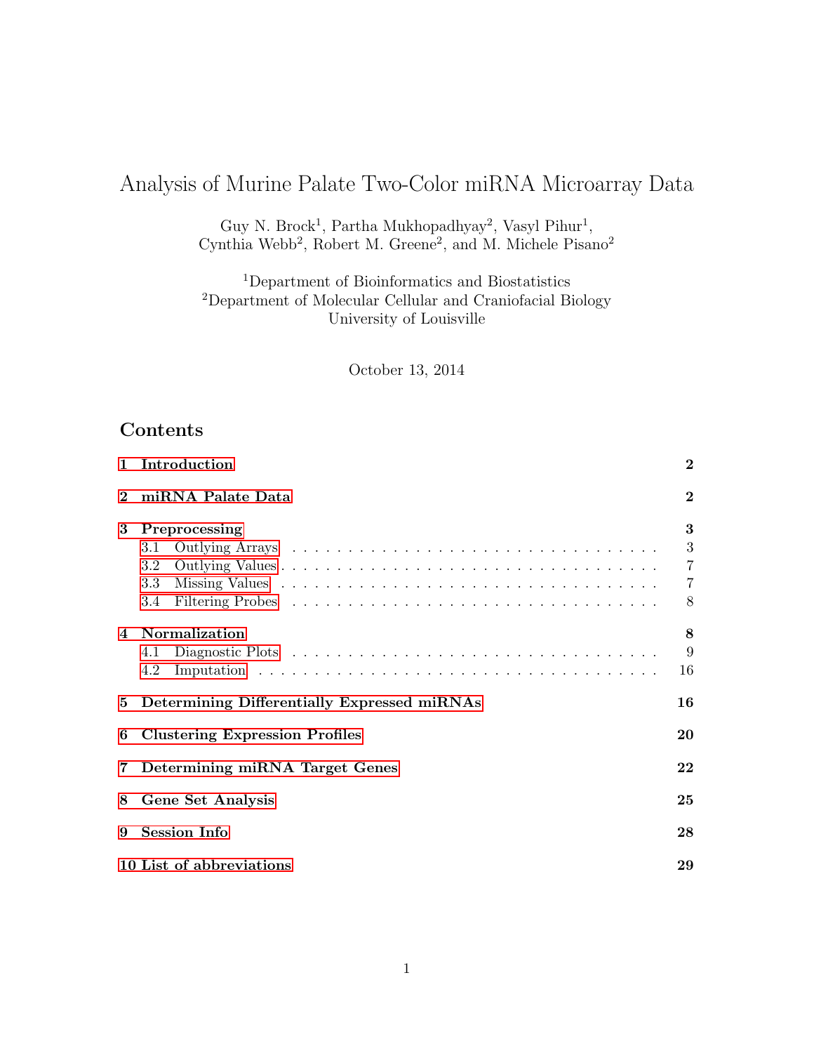# Analysis of Murine Palate Two-Color miRNA Microarray Data

Guy N. Brock[1], Partha Mukhopadhyay[2], Vasyl Pihur[1], Cynthia Webb[2], Robert M. Greene[2], and M. Michele Pisano[2]

[1]Department of Bioinformatics and Biostatistics
[2]Department of Molecular Cellular and Craniofacial Biology
University of Louisville

October 13, 2014

## Contents

| | | |
|---|---|---|
| **1** | **Introduction** | **2** |
| **2** | **miRNA Palate Data** | **2** |
| **3** | **Preprocessing** | **3** |
| 3.1 | Outlying Arrays | 3 |
| 3.2 | Outlying Values | 7 |
| 3.3 | Missing Values | 7 |
| 3.4 | Filtering Probes | 8 |
| **4** | **Normalization** | **8** |
| 4.1 | Diagnostic Plots | 9 |
| 4.2 | Imputation | 16 |
| **5** | **Determining Differentially Expressed miRNAs** | **16** |
| **6** | **Clustering Expression Profiles** | **20** |
| **7** | **Determining miRNA Target Genes** | **22** |
| **8** | **Gene Set Analysis** | **25** |
| **9** | **Session Info** | **28** |
| **10** | **List of abbreviations** | **29** |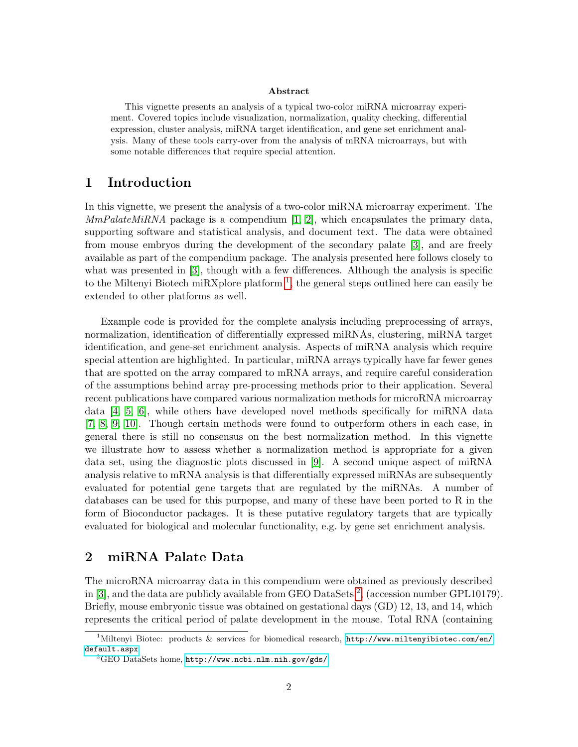**Abstract**

This vignette presents an analysis of a typical two-color miRNA microarray experiment. Covered topics include visualization, normalization, quality checking, differential expression, cluster analysis, miRNA target identification, and gene set enrichment analysis. Many of these tools carry-over from the analysis of mRNA microarrays, but with some notable differences that require special attention.

# 1 Introduction

In this vignette, we present the analysis of a two-color miRNA microarray experiment. The *MmPalateMiRNA* package is a compendium [1, 2], which encapsulates the primary data, supporting software and statistical analysis, and document text. The data were obtained from mouse embryos during the development of the secondary palate [3], and are freely available as part of the compendium package. The analysis presented here follows closely to what was presented in [3], though with a few differences. Although the analysis is specific to the Miltenyi Biotech miRXplore platform [1], the general steps outlined here can easily be extended to other platforms as well.

Example code is provided for the complete analysis including preprocessing of arrays, normalization, identification of differentially expressed miRNAs, clustering, miRNA target identification, and gene-set enrichment analysis. Aspects of miRNA analysis which require special attention are highlighted. In particular, miRNA arrays typically have far fewer genes that are spotted on the array compared to mRNA arrays, and require careful consideration of the assumptions behind array pre-processing methods prior to their application. Several recent publications have compared various normalization methods for microRNA microarray data [4, 5, 6], while others have developed novel methods specifically for miRNA data [7, 8, 9, 10]. Though certain methods were found to outperform others in each case, in general there is still no consensus on the best normalization method. In this vignette we illustrate how to assess whether a normalization method is appropriate for a given data set, using the diagnostic plots discussed in [9]. A second unique aspect of miRNA analysis relative to mRNA analysis is that differentially expressed miRNAs are subsequently evaluated for potential gene targets that are regulated by the miRNAs. A number of databases can be used for this purppose, and many of these have been ported to R in the form of Bioconductor packages. It is these putative regulatory targets that are typically evaluated for biological and molecular functionality, e.g. by gene set enrichment analysis.

# 2 miRNA Palate Data

The microRNA microarray data in this compendium were obtained as previously described in [3], and the data are publicly available from GEO DataSets [2] (accession number GPL10179). Briefly, mouse embryonic tissue was obtained on gestational days (GD) 12, 13, and 14, which represents the critical period of palate development in the mouse. Total RNA (containing

[1] Miltenyi Biotec: products & services for biomedical research, http://www.miltenyibiotec.com/en/default.aspx

[2] GEO DataSets home, http://www.ncbi.nlm.nih.gov/gds/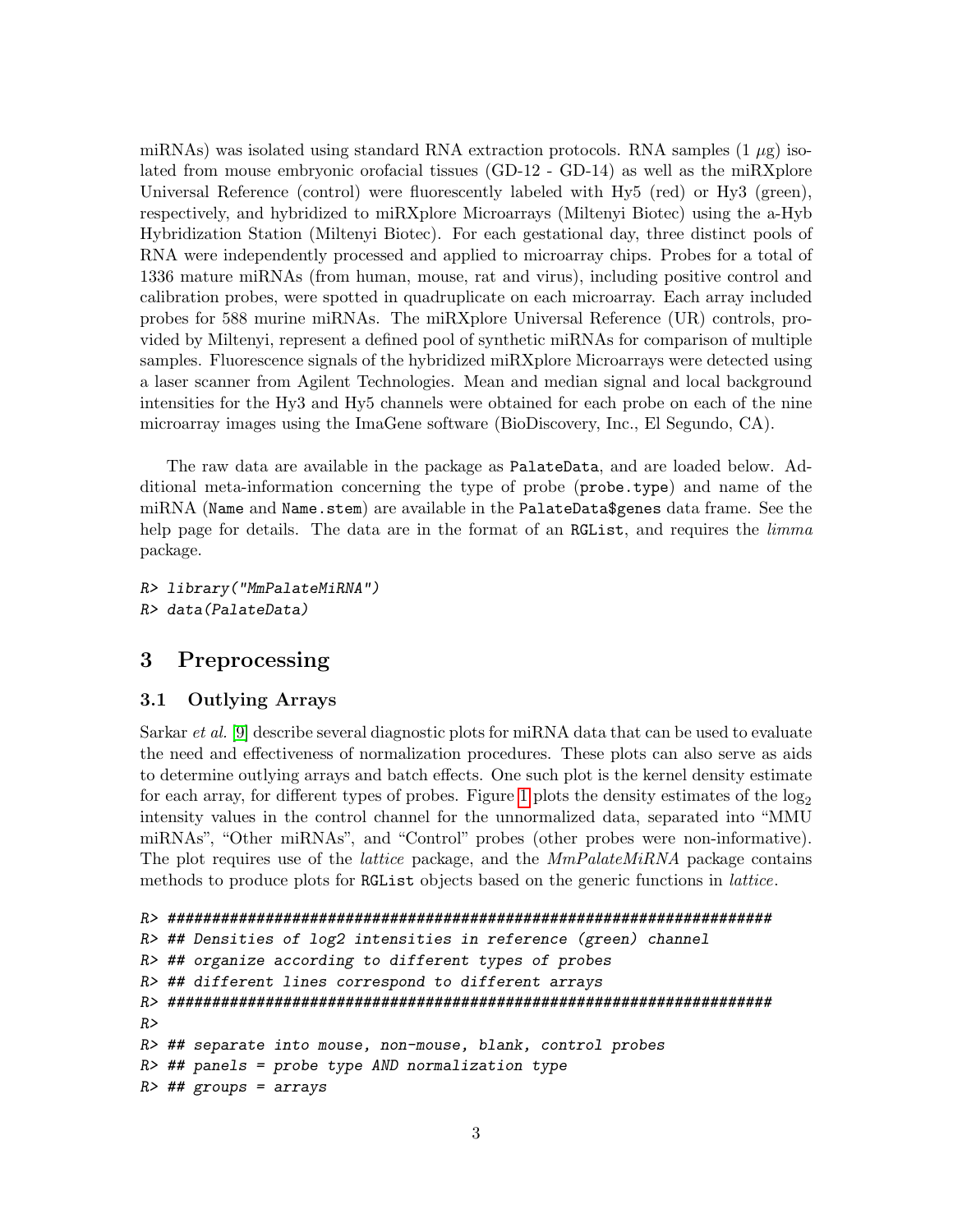miRNAs) was isolated using standard RNA extraction protocols. RNA samples (1 $\mu$g) isolated from mouse embryonic orofacial tissues (GD-12 - GD-14) as well as the miRXplore Universal Reference (control) were fluorescently labeled with Hy5 (red) or Hy3 (green), respectively, and hybridized to miRXplore Microarrays (Miltenyi Biotec) using the a-Hyb Hybridization Station (Miltenyi Biotec). For each gestational day, three distinct pools of RNA were independently processed and applied to microarray chips. Probes for a total of 1336 mature miRNAs (from human, mouse, rat and virus), including positive control and calibration probes, were spotted in quadruplicate on each microarray. Each array included probes for 588 murine miRNAs. The miRXplore Universal Reference (UR) controls, provided by Miltenyi, represent a defined pool of synthetic miRNAs for comparison of multiple samples. Fluorescence signals of the hybridized miRXplore Microarrays were detected using a laser scanner from Agilent Technologies. Mean and median signal and local background intensities for the Hy3 and Hy5 channels were obtained for each probe on each of the nine microarray images using the ImaGene software (BioDiscovery, Inc., El Segundo, CA).

The raw data are available in the package as `PalateData`, and are loaded below. Additional meta-information concerning the type of probe (`probe.type`) and name of the miRNA (`Name` and `Name.stem`) are available in the `PalateData$genes` data frame. See the help page for details. The data are in the format of an `RGList`, and requires the *limma* package.

```
R> library("MmPalateMiRNA")
R> data(PalateData)
```

# 3 Preprocessing

## 3.1 Outlying Arrays

Sarkar *et al.* [9] describe several diagnostic plots for miRNA data that can be used to evaluate the need and effectiveness of normalization procedures. These plots can also serve as aids to determine outlying arrays and batch effects. One such plot is the kernel density estimate for each array, for different types of probes. Figure 1 plots the density estimates of the $\log_2$ intensity values in the control channel for the unnormalized data, separated into "MMU miRNAs", "Other miRNAs", and "Control" probes (other probes were non-informative). The plot requires use of the *lattice* package, and the *MmPalateMiRNA* package contains methods to produce plots for `RGList` objects based on the generic functions in *lattice*.

```
R> ######################################################################
R> ## Densities of log2 intensities in reference (green) channel
R> ## organize according to different types of probes
R> ## different lines correspond to different arrays
R> ######################################################################
R>
R> ## separate into mouse, non-mouse, blank, control probes
R> ## panels = probe type AND normalization type
R> ## groups = arrays
```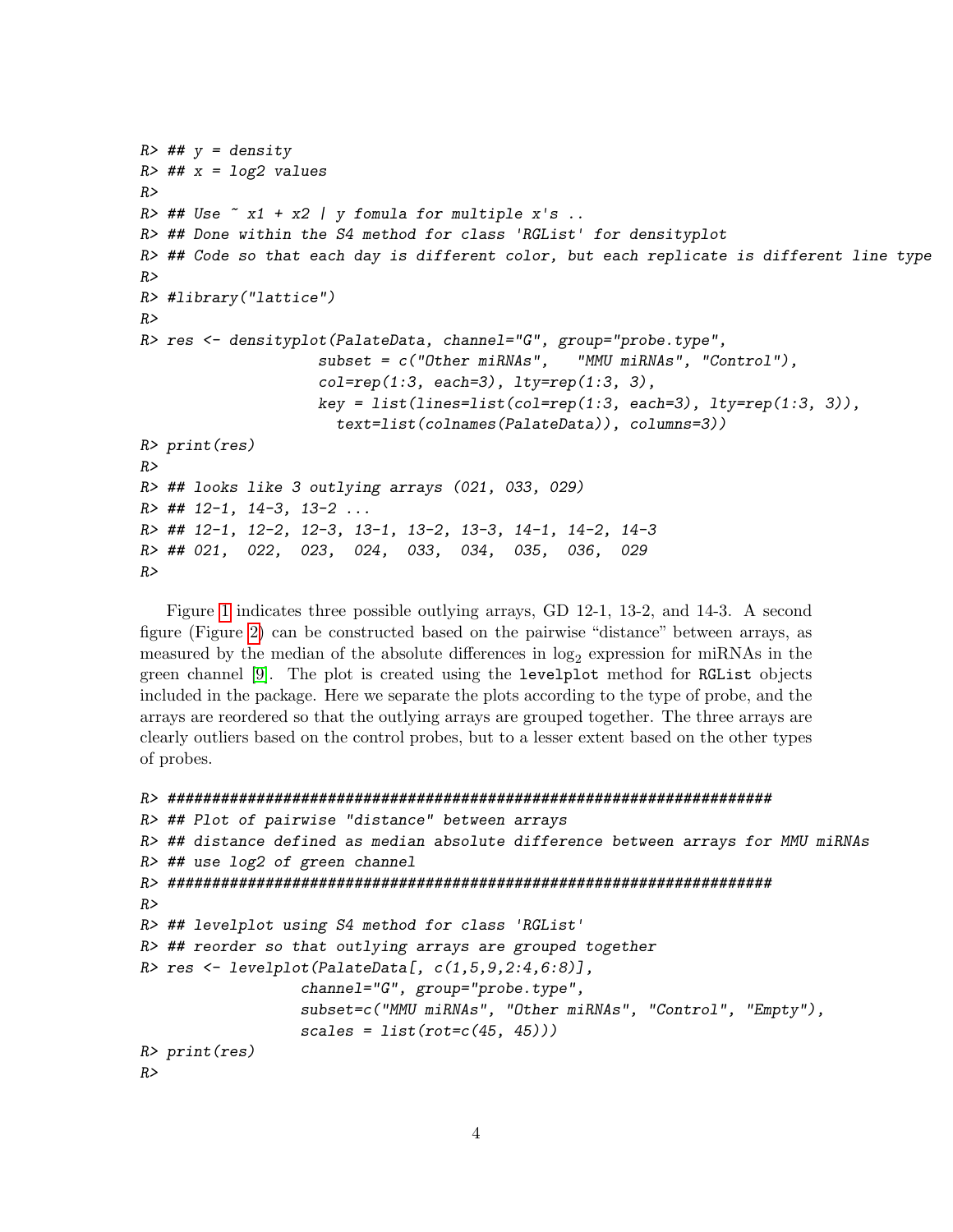```
R> ## y = density
R> ## x = log2 values
R>
R> ## Use ~ x1 + x2 | y fomula for multiple x's ..
R> ## Done within the S4 method for class 'RGList' for densityplot
R> ## Code so that each day is different color, but each replicate is different line type
R>
R> #library("lattice")
R>
R> res <- densityplot(PalateData, channel="G", group="probe.type",
                    subset = c("Other miRNAs",   "MMU miRNAs", "Control"),
                    col=rep(1:3, each=3), lty=rep(1:3, 3),
                    key = list(lines=list(col=rep(1:3, each=3), lty=rep(1:3, 3)),
                      text=list(colnames(PalateData)), columns=3))
R> print(res)
R>
R> ## looks like 3 outlying arrays (021, 033, 029)
R> ## 12-1, 14-3, 13-2 ...
R> ## 12-1, 12-2, 12-3, 13-1, 13-2, 13-3, 14-1, 14-2, 14-3
R> ## 021,  022,  023,  024,  033,  034,  035,  036,  029
R>
```

Figure 1 indicates three possible outlying arrays, GD 12-1, 13-2, and 14-3. A second figure (Figure 2) can be constructed based on the pairwise "distance" between arrays, as measured by the median of the absolute differences in $\log_2$ expression for miRNAs in the green channel [9]. The plot is created using the `levelplot` method for `RGList` objects included in the package. Here we separate the plots according to the type of probe, and the arrays are reordered so that the outlying arrays are grouped together. The three arrays are clearly outliers based on the control probes, but to a lesser extent based on the other types of probes.

```
R> ######################################################################
R> ## Plot of pairwise "distance" between arrays
R> ## distance defined as median absolute difference between arrays for MMU miRNAs
R> ## use log2 of green channel
R> ######################################################################
R>
R> ## levelplot using S4 method for class 'RGList'
R> ## reorder so that outlying arrays are grouped together
R> res <- levelplot(PalateData[, c(1,5,9,2:4,6:8)],
                  channel="G", group="probe.type",
                  subset=c("MMU miRNAs", "Other miRNAs", "Control", "Empty"),
                  scales = list(rot=c(45, 45)))
R> print(res)
R>
```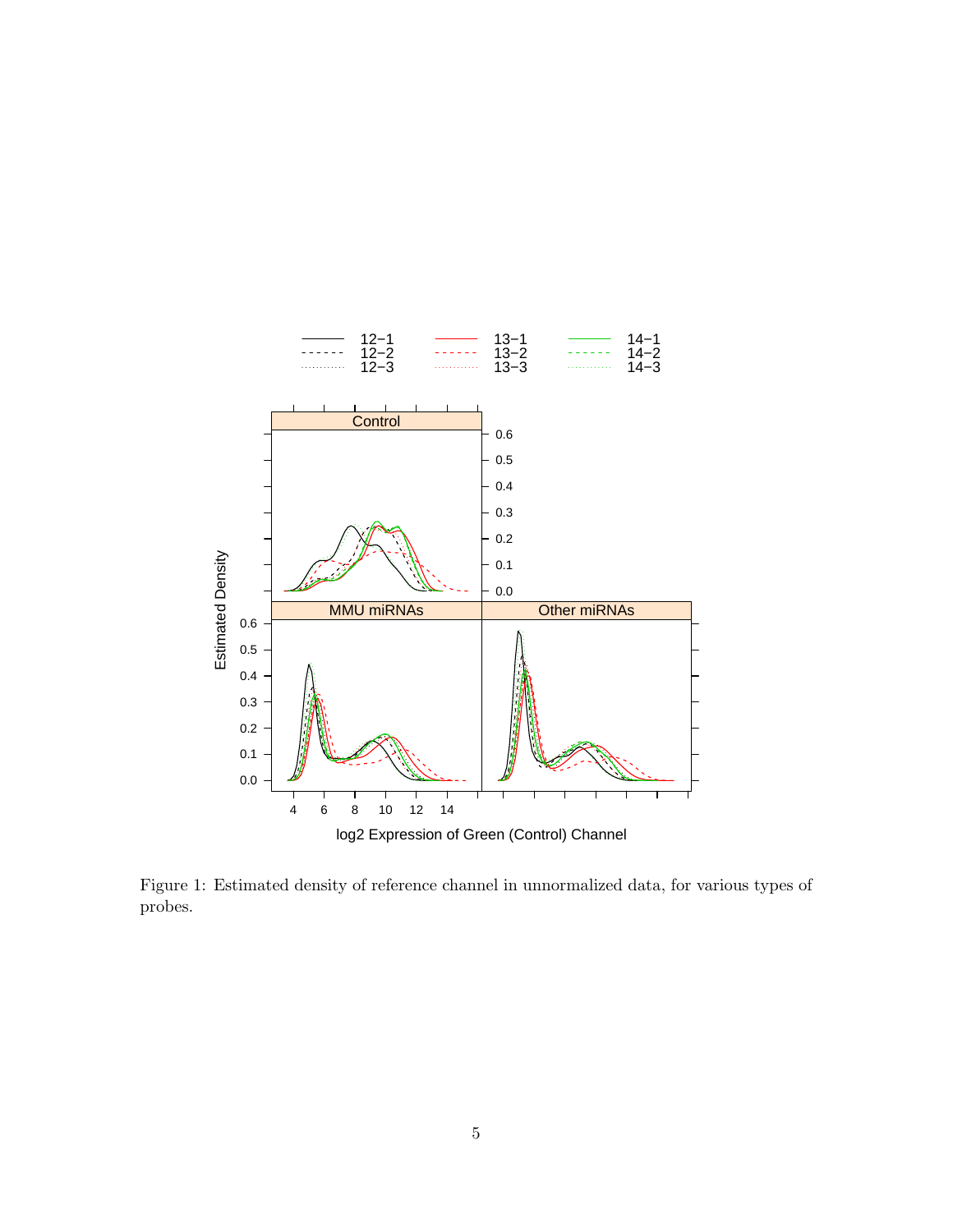Figure 1: Estimated density of reference channel in unnormalized data, for various types of probes.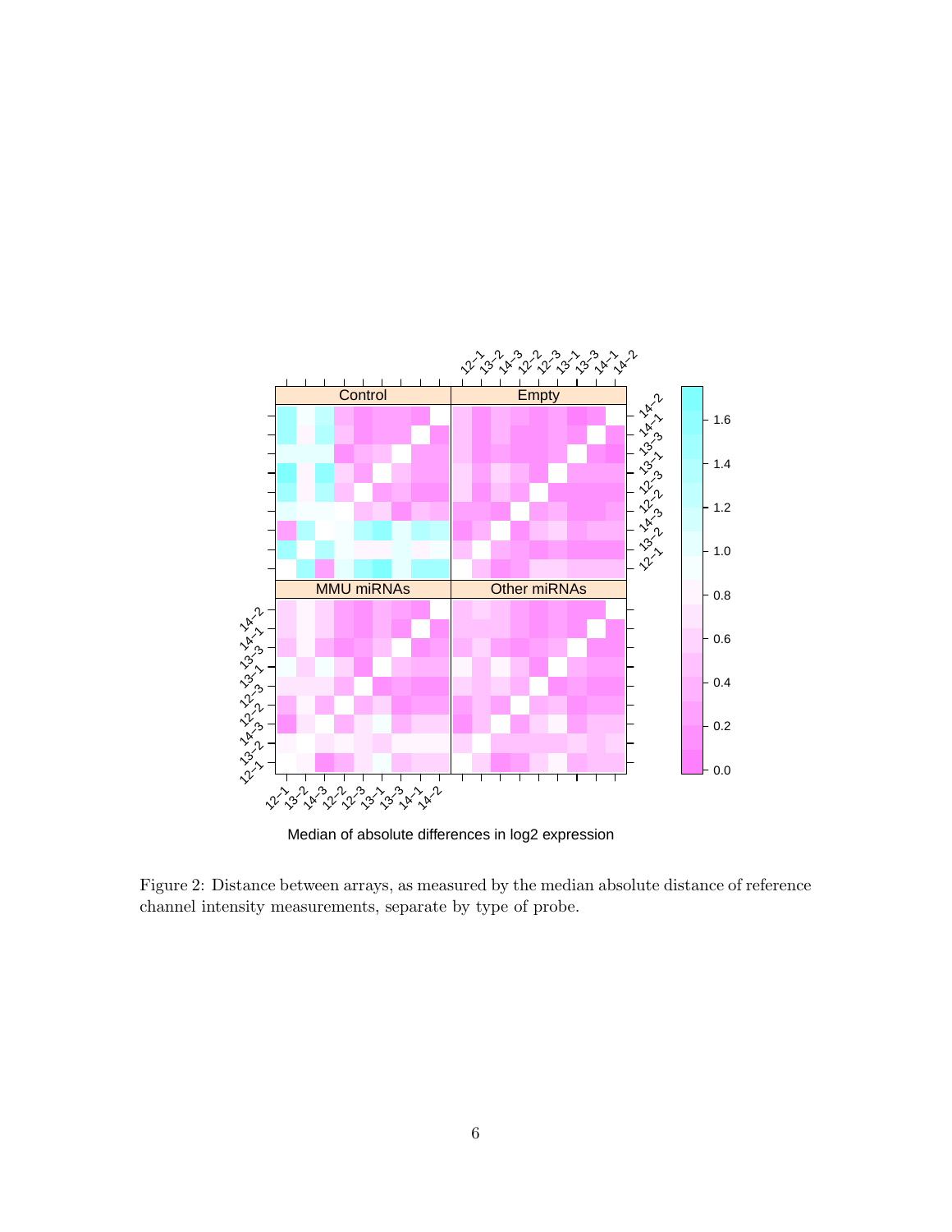Figure 2: Distance between arrays, as measured by the median absolute distance of reference channel intensity measurements, separate by type of probe.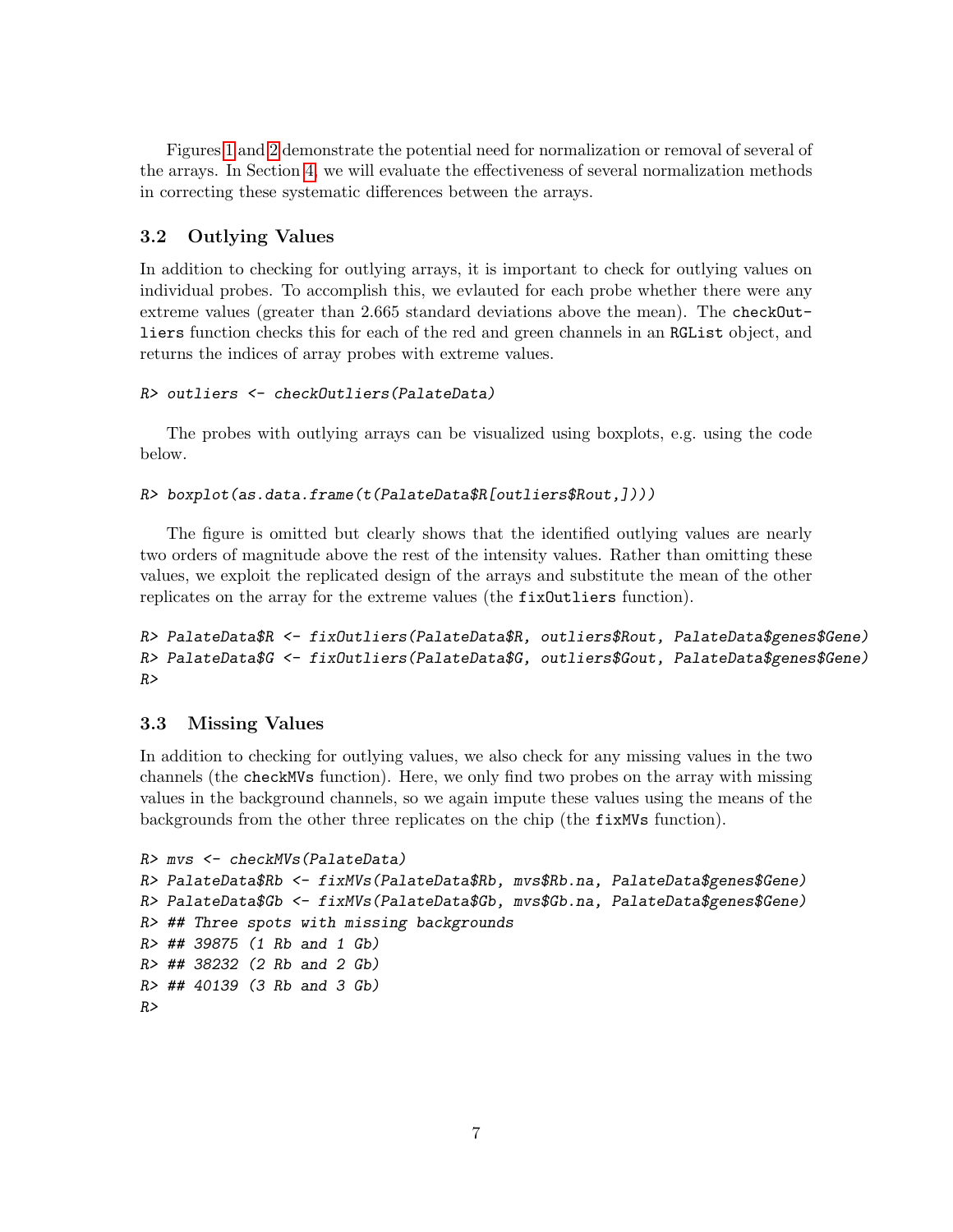Figures 1 and 2 demonstrate the potential need for normalization or removal of several of the arrays. In Section 4, we will evaluate the effectiveness of several normalization methods in correcting these systematic differences between the arrays.

### 3.2 Outlying Values

In addition to checking for outlying arrays, it is important to check for outlying values on individual probes. To accomplish this, we evlauted for each probe whether there were any extreme values (greater than 2.665 standard deviations above the mean). The `checkOutliers` function checks this for each of the red and green channels in an `RGList` object, and returns the indices of array probes with extreme values.

```
R> outliers <- checkOutliers(PalateData)
```

The probes with outlying arrays can be visualized using boxplots, e.g. using the code below.

```
R> boxplot(as.data.frame(t(PalateData$R[outliers$Rout,])))
```

The figure is omitted but clearly shows that the identified outlying values are nearly two orders of magnitude above the rest of the intensity values. Rather than omitting these values, we exploit the replicated design of the arrays and substitute the mean of the other replicates on the array for the extreme values (the `fixOutliers` function).

```
R> PalateData$R <- fixOutliers(PalateData$R, outliers$Rout, PalateData$genes$Gene)
R> PalateData$G <- fixOutliers(PalateData$G, outliers$Gout, PalateData$genes$Gene)
R>
```

### 3.3 Missing Values

In addition to checking for outlying values, we also check for any missing values in the two channels (the `checkMVs` function). Here, we only find two probes on the array with missing values in the background channels, so we again impute these values using the means of the backgrounds from the other three replicates on the chip (the `fixMVs` function).

```
R> mvs <- checkMVs(PalateData)
R> PalateData$Rb <- fixMVs(PalateData$Rb, mvs$Rb.na, PalateData$genes$Gene)
R> PalateData$Gb <- fixMVs(PalateData$Gb, mvs$Gb.na, PalateData$genes$Gene)
R> ## Three spots with missing backgrounds
R> ## 39875 (1 Rb and 1 Gb)
R> ## 38232 (2 Rb and 2 Gb)
R> ## 40139 (3 Rb and 3 Gb)
R>
```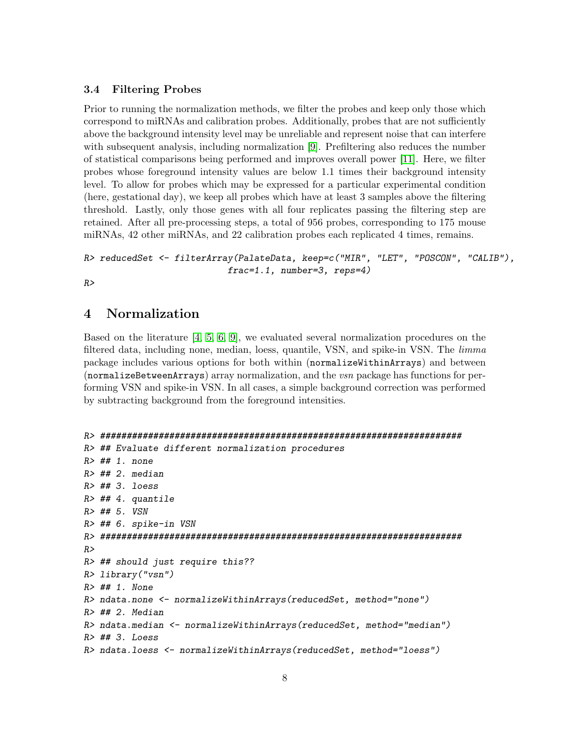### 3.4 Filtering Probes

Prior to running the normalization methods, we filter the probes and keep only those which correspond to miRNAs and calibration probes. Additionally, probes that are not sufficiently above the background intensity level may be unreliable and represent noise that can interfere with subsequent analysis, including normalization [9]. Prefiltering also reduces the number of statistical comparisons being performed and improves overall power [11]. Here, we filter probes whose foreground intensity values are below 1.1 times their background intensity level. To allow for probes which may be expressed for a particular experimental condition (here, gestational day), we keep all probes which have at least 3 samples above the filtering threshold. Lastly, only those genes with all four replicates passing the filtering step are retained. After all pre-processing steps, a total of 956 probes, corresponding to 175 mouse miRNAs, 42 other miRNAs, and 22 calibration probes each replicated 4 times, remains.

```
R> reducedSet <- filterArray(PalateData, keep=c("MIR", "LET", "POSCON", "CALIB"),
                              frac=1.1, number=3, reps=4)
R>
```

## 4 Normalization

Based on the literature [4, 5, 6, 9], we evaluated several normalization procedures on the filtered data, including none, median, loess, quantile, VSN, and spike-in VSN. The *limma* package includes various options for both within (`normalizeWithinArrays`) and between (`normalizeBetweenArrays`) array normalization, and the *vsn* package has functions for performing VSN and spike-in VSN. In all cases, a simple background correction was performed by subtracting background from the foreground intensities.

```
R> ######################################################################
R> ## Evaluate different normalization procedures
R> ## 1. none
R> ## 2. median
R> ## 3. loess
R> ## 4. quantile
R> ## 5. VSN
R> ## 6. spike-in VSN
R> ######################################################################
R>
R> ## should just require this??
R> library("vsn")
R> ## 1. None
R> ndata.none <- normalizeWithinArrays(reducedSet, method="none")
R> ## 2. Median
R> ndata.median <- normalizeWithinArrays(reducedSet, method="median")
R> ## 3. Loess
R> ndata.loess <- normalizeWithinArrays(reducedSet, method="loess")
```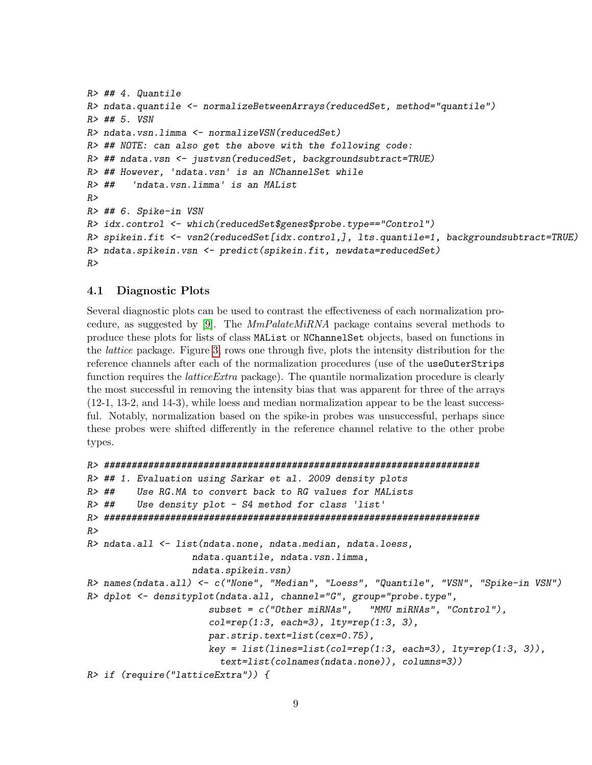```
R> ## 4. Quantile
R> ndata.quantile <- normalizeBetweenArrays(reducedSet, method="quantile")
R> ## 5. VSN
R> ndata.vsn.limma <- normalizeVSN(reducedSet)
R> ## NOTE: can also get the above with the following code:
R> ## ndata.vsn <- justvsn(reducedSet, backgroundsubtract=TRUE)
R> ## However, 'ndata.vsn' is an NChannelSet while
R> ##   'ndata.vsn.limma' is an MAList
R>
R> ## 6. Spike-in VSN
R> idx.control <- which(reducedSet$genes$probe.type=="Control")
R> spikein.fit <- vsn2(reducedSet[idx.control,], lts.quantile=1, backgroundsubtract=TRUE)
R> ndata.spikein.vsn <- predict(spikein.fit, newdata=reducedSet)
R>
```

### 4.1 Diagnostic Plots

Several diagnostic plots can be used to contrast the effectiveness of each normalization procedure, as suggested by [9]. The *MmPalateMiRNA* package contains several methods to produce these plots for lists of class `MAList` or `NChannelSet` objects, based on functions in the *lattice* package. Figure 3, rows one through five, plots the intensity distribution for the reference channels after each of the normalization procedures (use of the `useOuterStrips` function requires the *latticeExtra* package). The quantile normalization procedure is clearly the most successful in removing the intensity bias that was apparent for three of the arrays (12-1, 13-2, and 14-3), while loess and median normalization appear to be the least successful. Notably, normalization based on the spike-in probes was unsuccessful, perhaps since these probes were shifted differently in the reference channel relative to the other probe types.

```
R> ######################################################################
R> ## 1. Evaluation using Sarkar et al. 2009 density plots
R> ##    Use RG.MA to convert back to RG values for MALists
R> ##    Use density plot - S4 method for class 'list'
R> ######################################################################
R>
R> ndata.all <- list(ndata.none, ndata.median, ndata.loess,
                    ndata.quantile, ndata.vsn.limma,
                    ndata.spikein.vsn)
R> names(ndata.all) <- c("None", "Median", "Loess", "Quantile", "VSN", "Spike-in VSN")
R> dplot <- densityplot(ndata.all, channel="G", group="probe.type",
                        subset = c("Other miRNAs",   "MMU miRNAs", "Control"),
                        col=rep(1:3, each=3), lty=rep(1:3, 3),
                        par.strip.text=list(cex=0.75),
                        key = list(lines=list(col=rep(1:3, each=3), lty=rep(1:3, 3)),
                          text=list(colnames(ndata.none)), columns=3))
R> if (require("latticeExtra")) {
```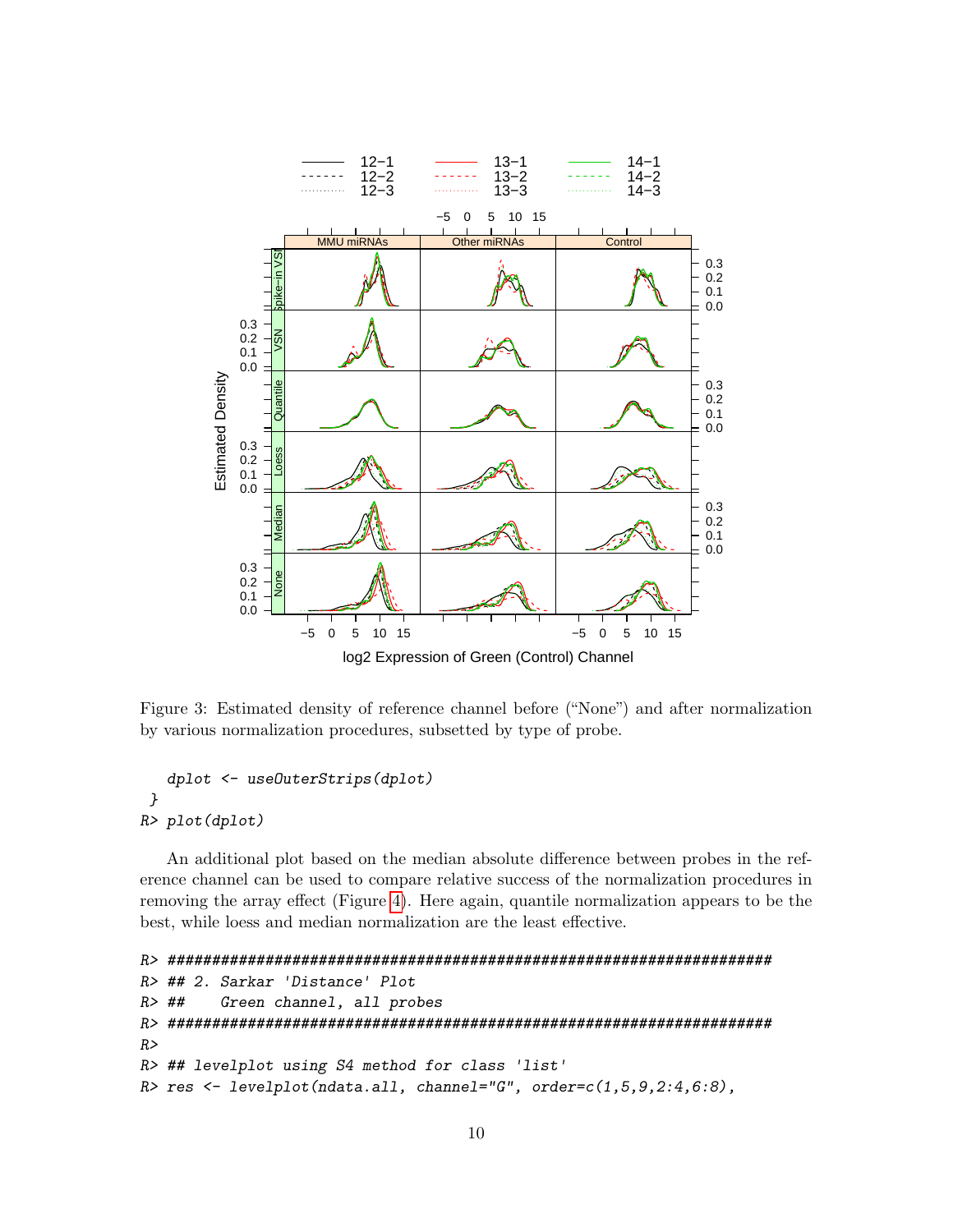Figure 3: Estimated density of reference channel before ("None") and after normalization by various normalization procedures, subsetted by type of probe.

```
   dplot <- useOuterStrips(dplot)
 }
R> plot(dplot)
```

An additional plot based on the median absolute difference between probes in the reference channel can be used to compare relative success of the normalization procedures in removing the array effect (Figure 4). Here again, quantile normalization appears to be the best, while loess and median normalization are the least effective.

```
R> ######################################################################
R> ## 2. Sarkar 'Distance' Plot
R> ##    Green channel, all probes
R> ######################################################################
R>
R> ## levelplot using S4 method for class 'list'
R> res <- levelplot(ndata.all, channel="G", order=c(1,5,9,2:4,6:8),
```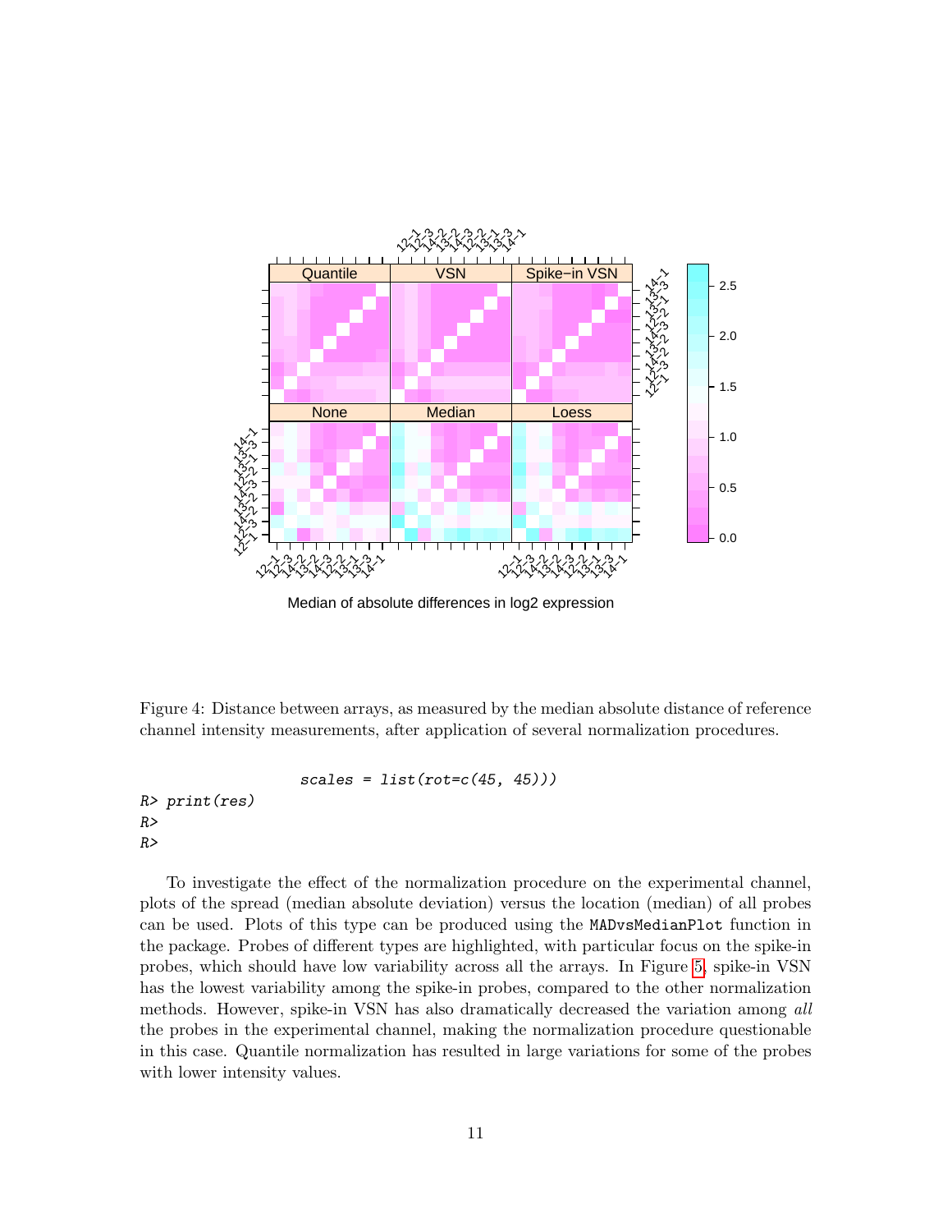Median of absolute differences in log2 expression

Figure 4: Distance between arrays, as measured by the median absolute distance of reference channel intensity measurements, after application of several normalization procedures.

```
                    scales = list(rot=c(45, 45)))
R> print(res)
R>
R>
```

To investigate the effect of the normalization procedure on the experimental channel, plots of the spread (median absolute deviation) versus the location (median) of all probes can be used. Plots of this type can be produced using the `MADvsMedianPlot` function in the package. Probes of different types are highlighted, with particular focus on the spike-in probes, which should have low variability across all the arrays. In Figure 5, spike-in VSN has the lowest variability among the spike-in probes, compared to the other normalization methods. However, spike-in VSN has also dramatically decreased the variation among *all* the probes in the experimental channel, making the normalization procedure questionable in this case. Quantile normalization has resulted in large variations for some of the probes with lower intensity values.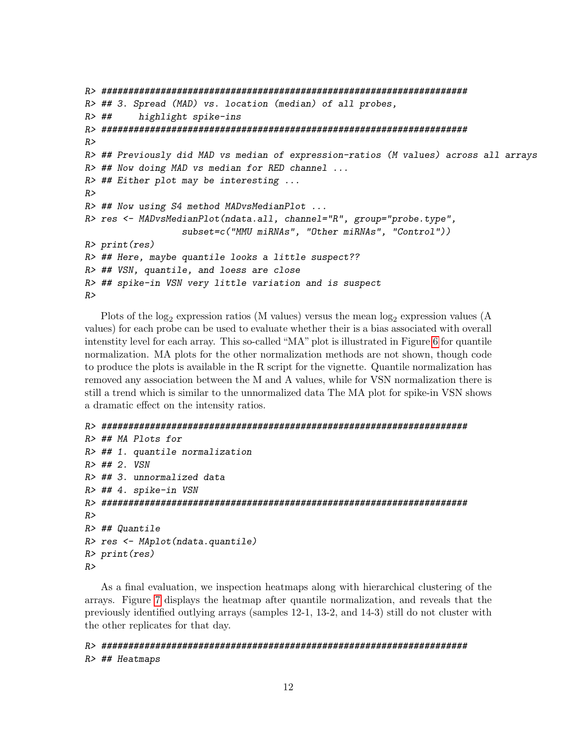```
R> ######################################################################
R> ## 3. Spread (MAD) vs. location (median) of all probes,
R> ##     highlight spike-ins
R> ######################################################################
R>
R> ## Previously did MAD vs median of expression-ratios (M values) across all arrays
R> ## Now doing MAD vs median for RED channel ...
R> ## Either plot may be interesting ...
R>
R> ## Now using S4 method MADvsMedianPlot ...
R> res <- MADvsMedianPlot(ndata.all, channel="R", group="probe.type",
                  subset=c("MMU miRNAs", "Other miRNAs", "Control"))
R> print(res)
R> ## Here, maybe quantile looks a little suspect??
R> ## VSN, quantile, and loess are close
R> ## spike-in VSN very little variation and is suspect
R>
```

Plots of the $\log_2$ expression ratios (M values) versus the mean $\log_2$ expression values (A values) for each probe can be used to evaluate whether their is a bias associated with overall intenstity level for each array. This so-called "MA" plot is illustrated in Figure 6 for quantile normalization. MA plots for the other normalization methods are not shown, though code to produce the plots is available in the R script for the vignette. Quantile normalization has removed any association between the M and A values, while for VSN normalization there is still a trend which is similar to the unnormalized data The MA plot for spike-in VSN shows a dramatic effect on the intensity ratios.

```
R> ######################################################################
R> ## MA Plots for
R> ## 1. quantile normalization
R> ## 2. VSN
R> ## 3. unnormalized data
R> ## 4. spike-in VSN
R> ######################################################################
R>
R> ## Quantile
R> res <- MAplot(ndata.quantile)
R> print(res)
R>
```

As a final evaluation, we inspection heatmaps along with hierarchical clustering of the arrays. Figure 7 displays the heatmap after quantile normalization, and reveals that the previously identified outlying arrays (samples 12-1, 13-2, and 14-3) still do not cluster with the other replicates for that day.

```
R> ######################################################################
R> ## Heatmaps
```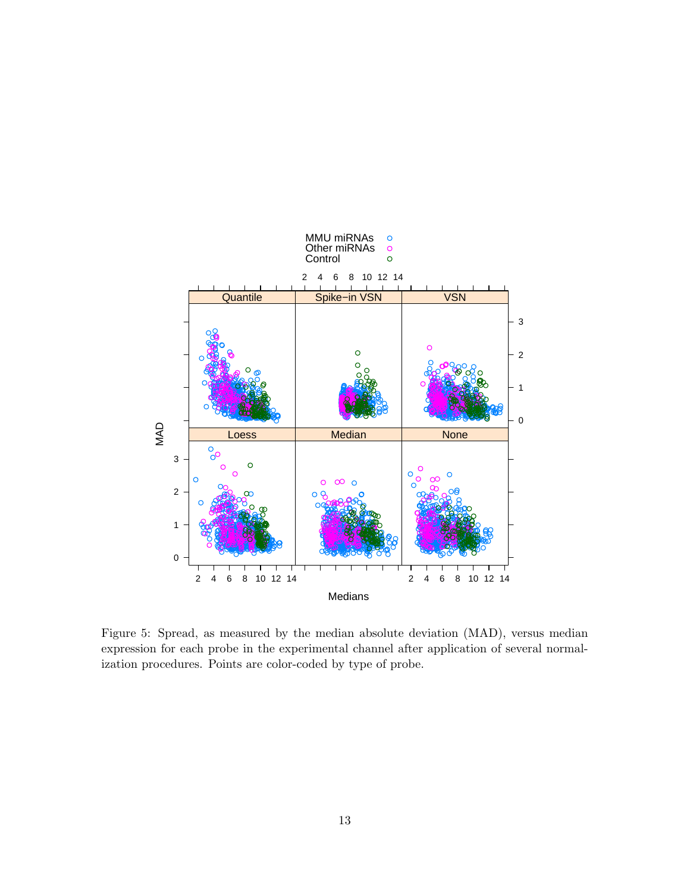Figure 5: Spread, as measured by the median absolute deviation (MAD), versus median expression for each probe in the experimental channel after application of several normalization procedures. Points are color-coded by type of probe.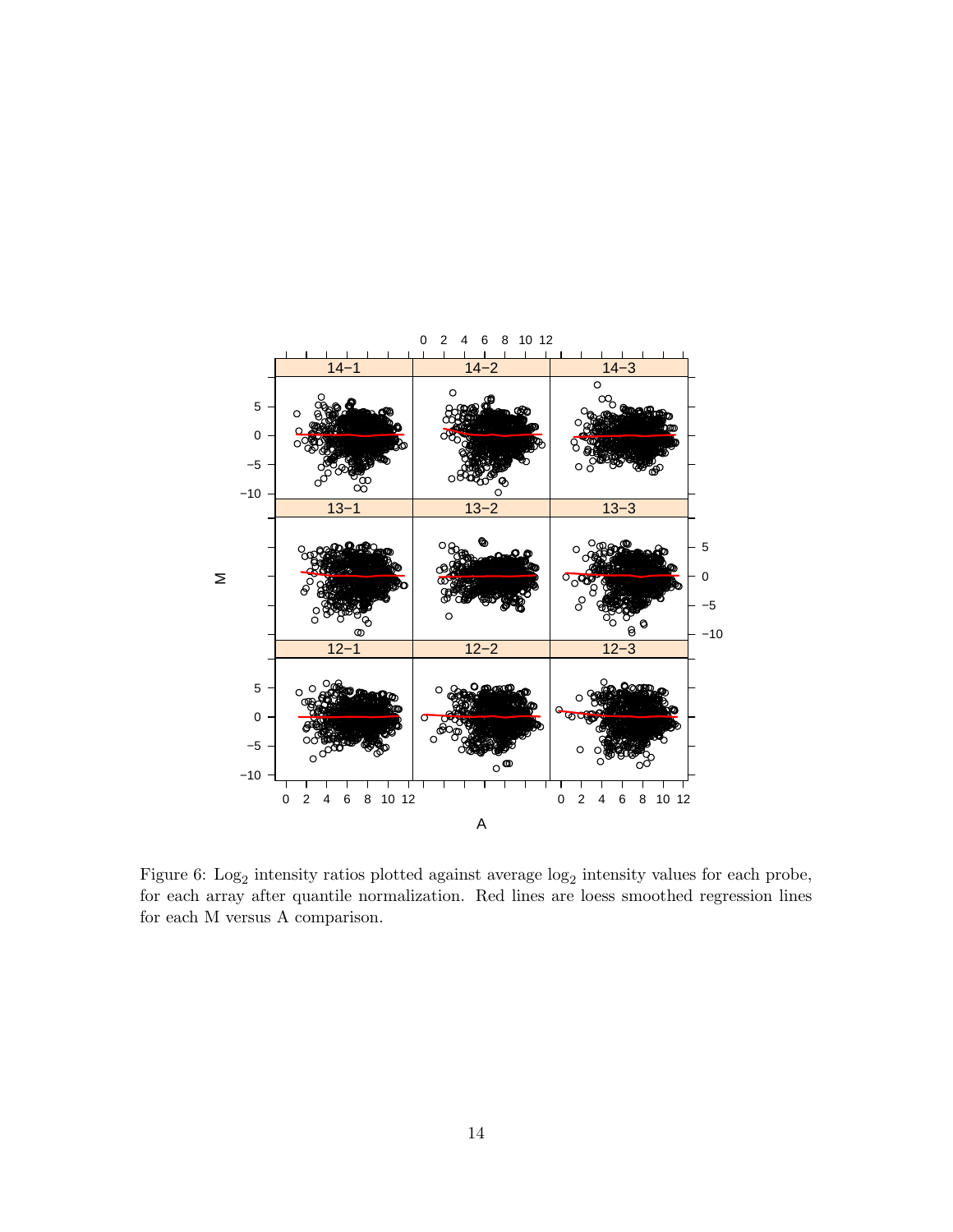Figure 6: $\text{Log}_2$ intensity ratios plotted against average $\log_2$ intensity values for each probe, for each array after quantile normalization. Red lines are loess smoothed regression lines for each M versus A comparison.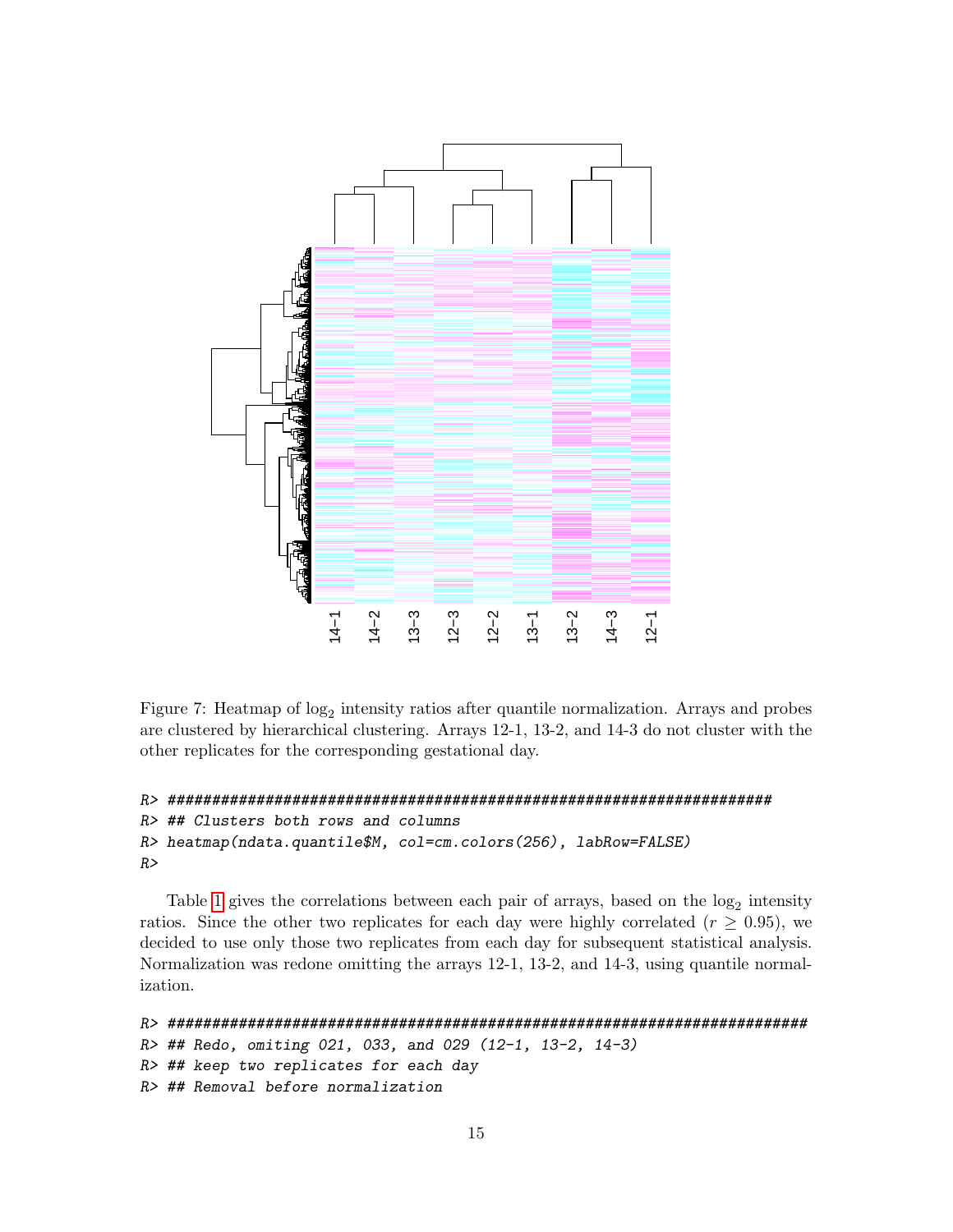Figure 7: Heatmap of $\log_2$ intensity ratios after quantile normalization. Arrays and probes are clustered by hierarchical clustering. Arrays 12-1, 13-2, and 14-3 do not cluster with the other replicates for the corresponding gestational day.

```
R> ######################################################################
R> ## Clusters both rows and columns
R> heatmap(ndata.quantile$M, col=cm.colors(256), labRow=FALSE)
R>
```

Table 1 gives the correlations between each pair of arrays, based on the $\log_2$ intensity ratios. Since the other two replicates for each day were highly correlated ($r \geq 0.95$), we decided to use only those two replicates from each day for subsequent statistical analysis. Normalization was redone omitting the arrays 12-1, 13-2, and 14-3, using quantile normalization.

```
R> ##########################################################################
R> ## Redo, omiting 021, 033, and 029 (12-1, 13-2, 14-3)
R> ## keep two replicates for each day
R> ## Removal before normalization
```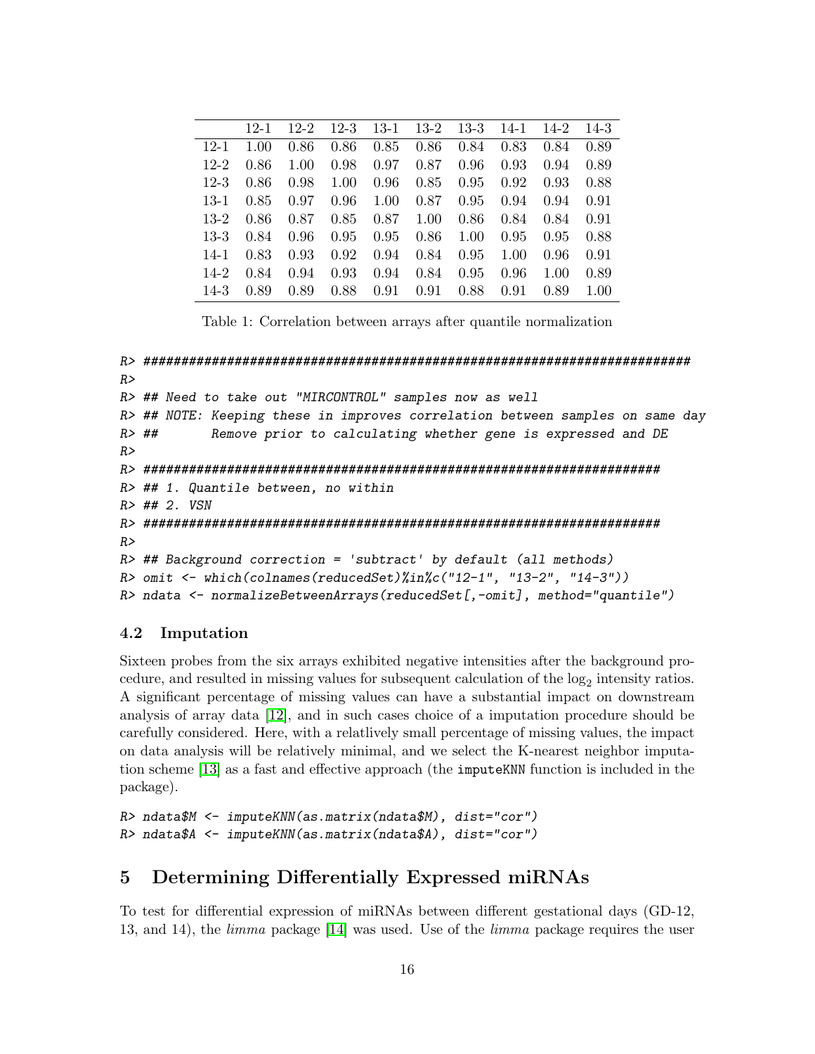|  | 12-1 | 12-2 | 12-3 | 13-1 | 13-2 | 13-3 | 14-1 | 14-2 | 14-3 |
|---|---|---|---|---|---|---|---|---|---|
| 12-1 | 1.00 | 0.86 | 0.86 | 0.85 | 0.86 | 0.84 | 0.83 | 0.84 | 0.89 |
| 12-2 | 0.86 | 1.00 | 0.98 | 0.97 | 0.87 | 0.96 | 0.93 | 0.94 | 0.89 |
| 12-3 | 0.86 | 0.98 | 1.00 | 0.96 | 0.85 | 0.95 | 0.92 | 0.93 | 0.88 |
| 13-1 | 0.85 | 0.97 | 0.96 | 1.00 | 0.87 | 0.95 | 0.94 | 0.94 | 0.91 |
| 13-2 | 0.86 | 0.87 | 0.85 | 0.87 | 1.00 | 0.86 | 0.84 | 0.84 | 0.91 |
| 13-3 | 0.84 | 0.96 | 0.95 | 0.95 | 0.86 | 1.00 | 0.95 | 0.95 | 0.88 |
| 14-1 | 0.83 | 0.93 | 0.92 | 0.94 | 0.84 | 0.95 | 1.00 | 0.96 | 0.91 |
| 14-2 | 0.84 | 0.94 | 0.93 | 0.94 | 0.84 | 0.95 | 0.96 | 1.00 | 0.89 |
| 14-3 | 0.89 | 0.89 | 0.88 | 0.91 | 0.91 | 0.88 | 0.91 | 0.89 | 1.00 |

Table 1: Correlation between arrays after quantile normalization

```
R> ##########################################################################
R>
R> ## Need to take out "MIRCONTROL" samples now as well
R> ## NOTE: Keeping these in improves correlation between samples on same day
R> ##       Remove prior to calculating whether gene is expressed and DE
R>
R> ######################################################################
R> ## 1. Quantile between, no within
R> ## 2. VSN
R> ######################################################################
R>
R> ## Background correction = 'subtract' by default (all methods)
R> omit <- which(colnames(reducedSet)%in%c("12-1", "13-2", "14-3"))
R> ndata <- normalizeBetweenArrays(reducedSet[,-omit], method="quantile")
```

### 4.2 Imputation

Sixteen probes from the six arrays exhibited negative intensities after the background procedure, and resulted in missing values for subsequent calculation of the $\log_2$ intensity ratios. A significant percentage of missing values can have a substantial impact on downstream analysis of array data [12], and in such cases choice of a imputation procedure should be carefully considered. Here, with a relatlively small percentage of missing values, the impact on data analysis will be relatively minimal, and we select the K-nearest neighbor imputation scheme [13] as a fast and effective approach (the `imputeKNN` function is included in the package).

```
R> ndata$M <- imputeKNN(as.matrix(ndata$M), dist="cor")
R> ndata$A <- imputeKNN(as.matrix(ndata$A), dist="cor")
```

## 5 Determining Differentially Expressed miRNAs

To test for differential expression of miRNAs between different gestational days (GD-12, 13, and 14), the *limma* package [14] was used. Use of the *limma* package requires the user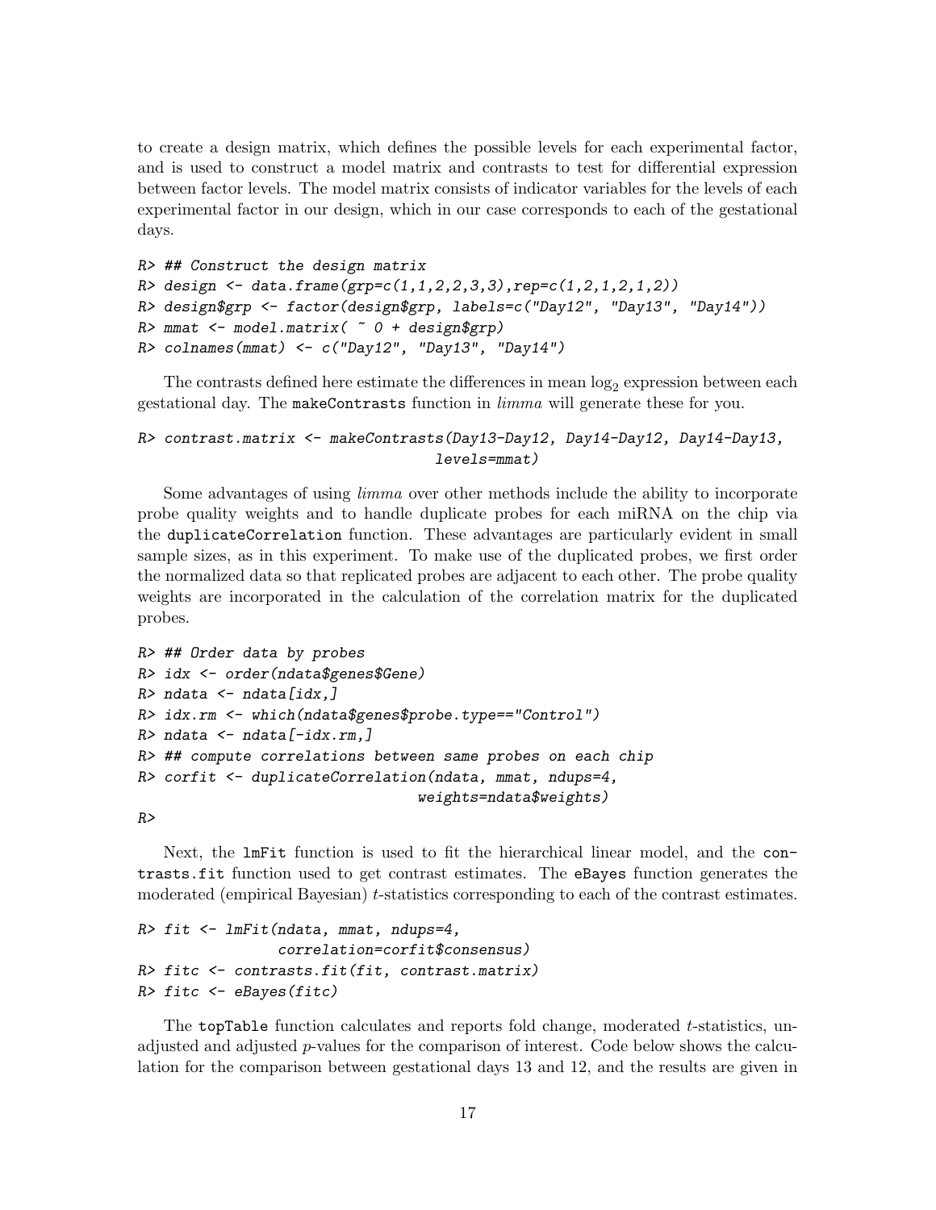to create a design matrix, which defines the possible levels for each experimental factor, and is used to construct a model matrix and contrasts to test for differential expression between factor levels. The model matrix consists of indicator variables for the levels of each experimental factor in our design, which in our case corresponds to each of the gestational days.

```
R> ## Construct the design matrix
R> design <- data.frame(grp=c(1,1,2,2,3,3),rep=c(1,2,1,2,1,2))
R> design$grp <- factor(design$grp, labels=c("Day12", "Day13", "Day14"))
R> mmat <- model.matrix( ~ 0 + design$grp)
R> colnames(mmat) <- c("Day12", "Day13", "Day14")
```

The contrasts defined here estimate the differences in mean $\log_2$ expression between each gestational day. The makeContrasts function in *limma* will generate these for you.

```
R> contrast.matrix <- makeContrasts(Day13-Day12, Day14-Day12, Day14-Day13,
                                   levels=mmat)
```

Some advantages of using *limma* over other methods include the ability to incorporate probe quality weights and to handle duplicate probes for each miRNA on the chip via the duplicateCorrelation function. These advantages are particularly evident in small sample sizes, as in this experiment. To make use of the duplicated probes, we first order the normalized data so that replicated probes are adjacent to each other. The probe quality weights are incorporated in the calculation of the correlation matrix for the duplicated probes.

```
R> ## Order data by probes
R> idx <- order(ndata$genes$Gene)
R> ndata <- ndata[idx,]
R> idx.rm <- which(ndata$genes$probe.type=="Control")
R> ndata <- ndata[-idx.rm,]
R> ## compute correlations between same probes on each chip
R> corfit <- duplicateCorrelation(ndata, mmat, ndups=4,
                                 weights=ndata$weights)
R>
```

Next, the lmFit function is used to fit the hierarchical linear model, and the contrasts.fit function used to get contrast estimates. The eBayes function generates the moderated (empirical Bayesian) $t$-statistics corresponding to each of the contrast estimates.

```
R> fit <- lmFit(ndata, mmat, ndups=4,
              correlation=corfit$consensus)
R> fitc <- contrasts.fit(fit, contrast.matrix)
R> fitc <- eBayes(fitc)
```

The topTable function calculates and reports fold change, moderated $t$-statistics, unadjusted and adjusted $p$-values for the comparison of interest. Code below shows the calculation for the comparison between gestational days 13 and 12, and the results are given in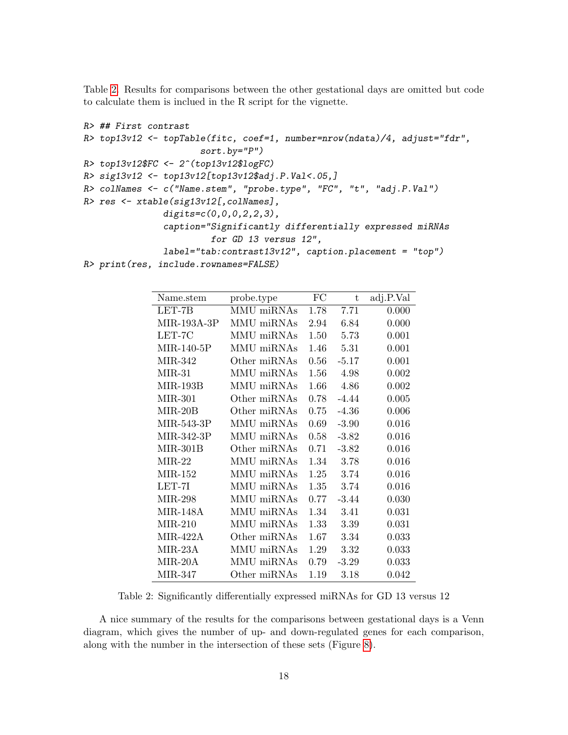Table 2. Results for comparisons between the other gestational days are omitted but code to calculate them is inclued in the R script for the vignette.

```
R> ## First contrast
R> top13v12 <- topTable(fitc, coef=1, number=nrow(ndata)/4, adjust="fdr",
                     sort.by="P")
R> top13v12$FC <- 2^(top13v12$logFC)
R> sig13v12 <- top13v12[top13v12$adj.P.Val<.05,]
R> colNames <- c("Name.stem", "probe.type", "FC", "t", "adj.P.Val")
R> res <- xtable(sig13v12[,colNames],
              digits=c(0,0,0,2,2,3),
              caption="Significantly differentially expressed miRNAs
                      for GD 13 versus 12",
              label="tab:contrast13v12", caption.placement = "top")
R> print(res, include.rownames=FALSE)
```

| Name.stem | probe.type | FC | t | adj.P.Val |
|---|---|---|---|---|
| LET-7B | MMU miRNAs | 1.78 | 7.71 | 0.000 |
| MIR-193A-3P | MMU miRNAs | 2.94 | 6.84 | 0.000 |
| LET-7C | MMU miRNAs | 1.50 | 5.73 | 0.001 |
| MIR-140-5P | MMU miRNAs | 1.46 | 5.31 | 0.001 |
| MIR-342 | Other miRNAs | 0.56 | -5.17 | 0.001 |
| MIR-31 | MMU miRNAs | 1.56 | 4.98 | 0.002 |
| MIR-193B | MMU miRNAs | 1.66 | 4.86 | 0.002 |
| MIR-301 | Other miRNAs | 0.78 | -4.44 | 0.005 |
| MIR-20B | Other miRNAs | 0.75 | -4.36 | 0.006 |
| MIR-543-3P | MMU miRNAs | 0.69 | -3.90 | 0.016 |
| MIR-342-3P | MMU miRNAs | 0.58 | -3.82 | 0.016 |
| MIR-301B | Other miRNAs | 0.71 | -3.82 | 0.016 |
| MIR-22 | MMU miRNAs | 1.34 | 3.78 | 0.016 |
| MIR-152 | MMU miRNAs | 1.25 | 3.74 | 0.016 |
| LET-7I | MMU miRNAs | 1.35 | 3.74 | 0.016 |
| MIR-298 | MMU miRNAs | 0.77 | -3.44 | 0.030 |
| MIR-148A | MMU miRNAs | 1.34 | 3.41 | 0.031 |
| MIR-210 | MMU miRNAs | 1.33 | 3.39 | 0.031 |
| MIR-422A | Other miRNAs | 1.67 | 3.34 | 0.033 |
| MIR-23A | MMU miRNAs | 1.29 | 3.32 | 0.033 |
| MIR-20A | MMU miRNAs | 0.79 | -3.29 | 0.033 |
| MIR-347 | Other miRNAs | 1.19 | 3.18 | 0.042 |

Table 2: Significantly differentially expressed miRNAs for GD 13 versus 12

A nice summary of the results for the comparisons between gestational days is a Venn diagram, which gives the number of up- and down-regulated genes for each comparison, along with the number in the intersection of these sets (Figure 8).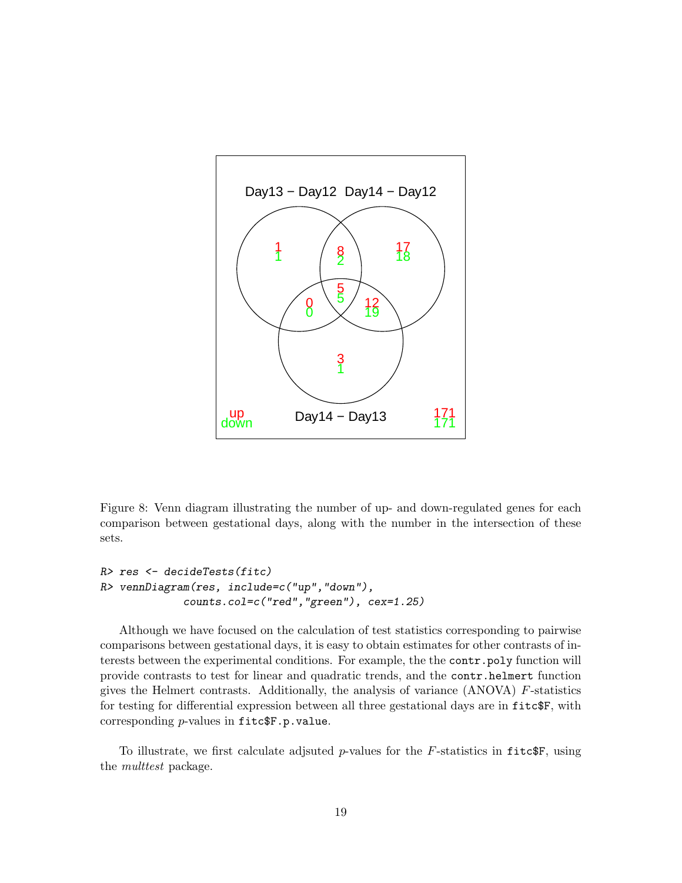Figure 8: Venn diagram illustrating the number of up- and down-regulated genes for each comparison between gestational days, along with the number in the intersection of these sets.

```
R> res <- decideTests(fitc)
R> vennDiagram(res, include=c("up","down"),
            counts.col=c("red","green"), cex=1.25)
```

Although we have focused on the calculation of test statistics corresponding to pairwise comparisons between gestational days, it is easy to obtain estimates for other contrasts of interests between the experimental conditions. For example, the the `contr.poly` function will provide contrasts to test for linear and quadratic trends, and the `contr.helmert` function gives the Helmert contrasts. Additionally, the analysis of variance (ANOVA) $F$-statistics for testing for differential expression between all three gestational days are in `fitc$F`, with corresponding $p$-values in `fitc$F.p.value`.

To illustrate, we first calculate adjsuted $p$-values for the $F$-statistics in `fitc$F`, using the *multtest* package.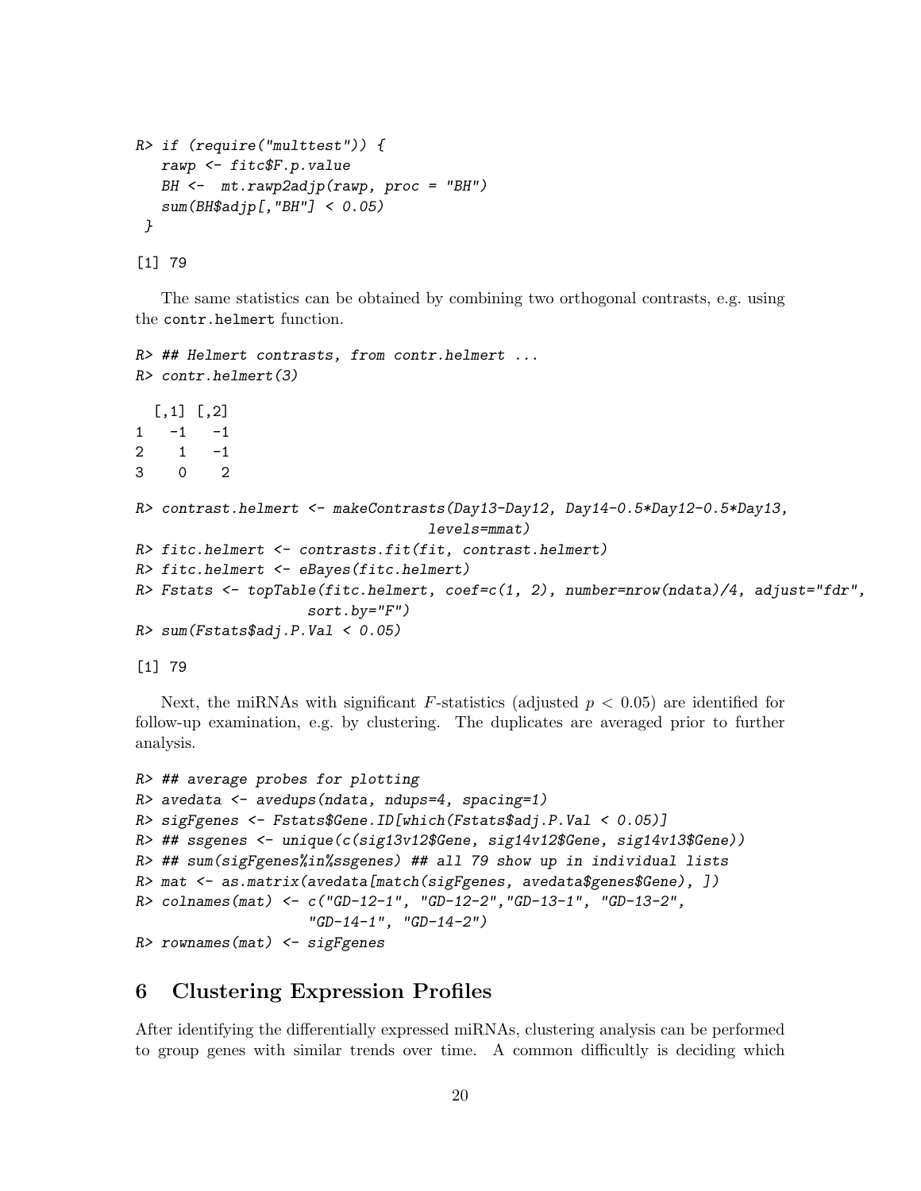```
R> if (require("multtest")) {
   rawp <- fitc$F.p.value
   BH <-  mt.rawp2adjp(rawp, proc = "BH")
   sum(BH$adjp[,"BH"] < 0.05)
 }

[1] 79
```

The same statistics can be obtained by combining two orthogonal contrasts, e.g. using the `contr.helmert` function.

```
R> ## Helmert contrasts, from contr.helmert ...
R> contr.helmert(3)

  [,1] [,2]
1   -1   -1
2    1   -1
3    0    2

R> contrast.helmert <- makeContrasts(Day13-Day12, Day14-0.5*Day12-0.5*Day13,
                                    levels=mmat)
R> fitc.helmert <- contrasts.fit(fit, contrast.helmert)
R> fitc.helmert <- eBayes(fitc.helmert)
R> Fstats <- topTable(fitc.helmert, coef=c(1, 2), number=nrow(ndata)/4, adjust="fdr",
                     sort.by="F")
R> sum(Fstats$adj.P.Val < 0.05)

[1] 79
```

Next, the miRNAs with significant $F$-statistics (adjusted $p < 0.05$) are identified for follow-up examination, e.g. by clustering. The duplicates are averaged prior to further analysis.

```
R> ## average probes for plotting
R> avedata <- avedups(ndata, ndups=4, spacing=1)
R> sigFgenes <- Fstats$Gene.ID[which(Fstats$adj.P.Val < 0.05)]
R> ## ssgenes <- unique(c(sig13v12$Gene, sig14v12$Gene, sig14v13$Gene))
R> ## sum(sigFgenes%in%ssgenes) ## all 79 show up in individual lists
R> mat <- as.matrix(avedata[match(sigFgenes, avedata$genes$Gene), ])
R> colnames(mat) <- c("GD-12-1", "GD-12-2","GD-13-1", "GD-13-2",
                     "GD-14-1", "GD-14-2")
R> rownames(mat) <- sigFgenes
```

## 6 Clustering Expression Profiles

After identifying the differentially expressed miRNAs, clustering analysis can be performed to group genes with similar trends over time. A common difficultly is deciding which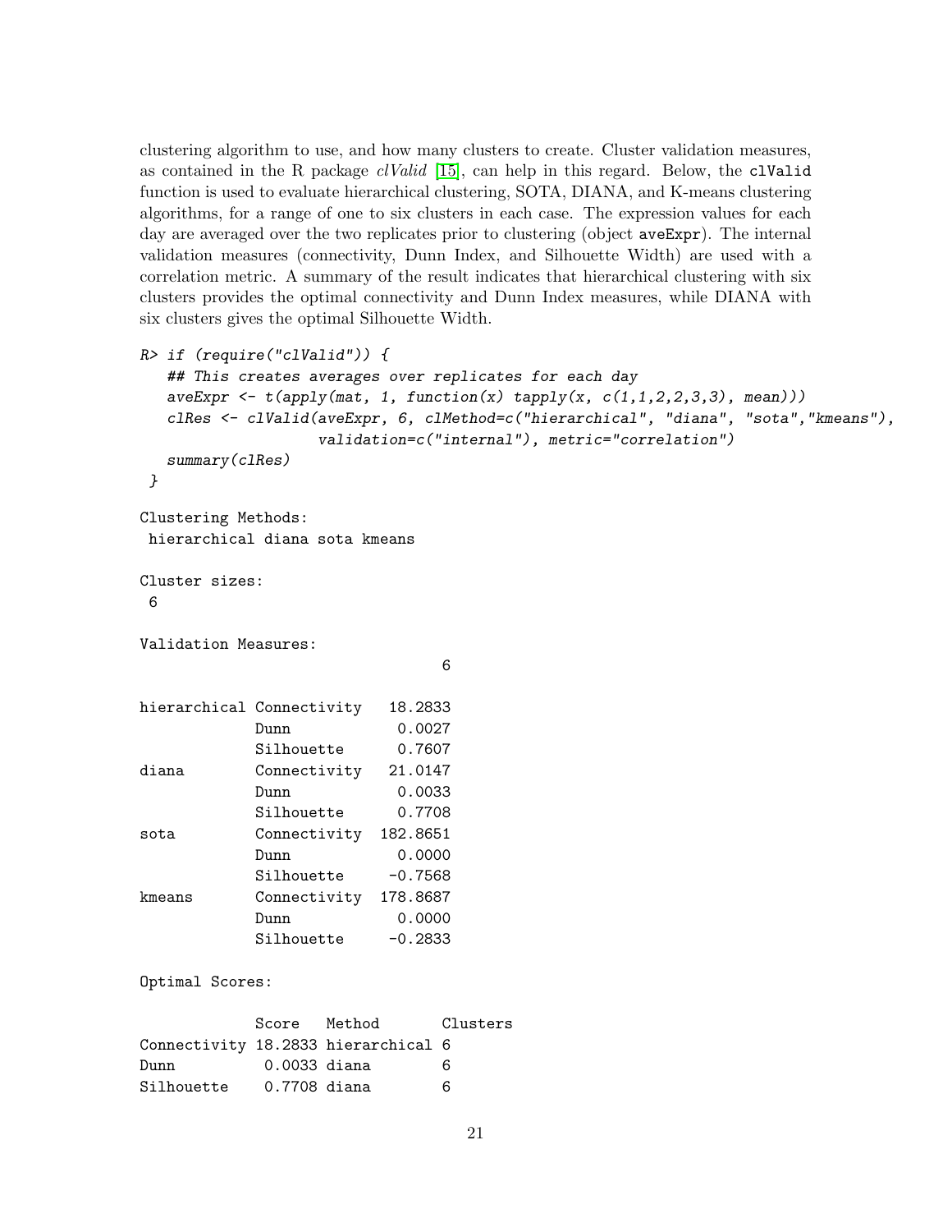clustering algorithm to use, and how many clusters to create. Cluster validation measures, as contained in the R package *clValid* [15], can help in this regard. Below, the `clValid` function is used to evaluate hierarchical clustering, SOTA, DIANA, and K-means clustering algorithms, for a range of one to six clusters in each case. The expression values for each day are averaged over the two replicates prior to clustering (object `aveExpr`). The internal validation measures (connectivity, Dunn Index, and Silhouette Width) are used with a correlation metric. A summary of the result indicates that hierarchical clustering with six clusters provides the optimal connectivity and Dunn Index measures, while DIANA with six clusters gives the optimal Silhouette Width.

```
R> if (require("clValid")) {
   ## This creates averages over replicates for each day
   aveExpr <- t(apply(mat, 1, function(x) tapply(x, c(1,1,2,2,3,3), mean)))
   clRes <- clValid(aveExpr, 6, clMethod=c("hierarchical", "diana", "sota","kmeans"),
                  validation=c("internal"), metric="correlation")
   summary(clRes)
 }

Clustering Methods:
 hierarchical diana sota kmeans

Cluster sizes:
 6

Validation Measures:
                                 6

hierarchical Connectivity   18.2833
             Dunn            0.0027
             Silhouette      0.7607
diana        Connectivity   21.0147
             Dunn            0.0033
             Silhouette      0.7708
sota         Connectivity  182.8651
             Dunn            0.0000
             Silhouette     -0.7568
kmeans       Connectivity  178.8687
             Dunn            0.0000
             Silhouette     -0.2833

Optimal Scores:

             Score   Method       Clusters
Connectivity 18.2833 hierarchical 6
Dunn          0.0033 diana        6
Silhouette    0.7708 diana        6
```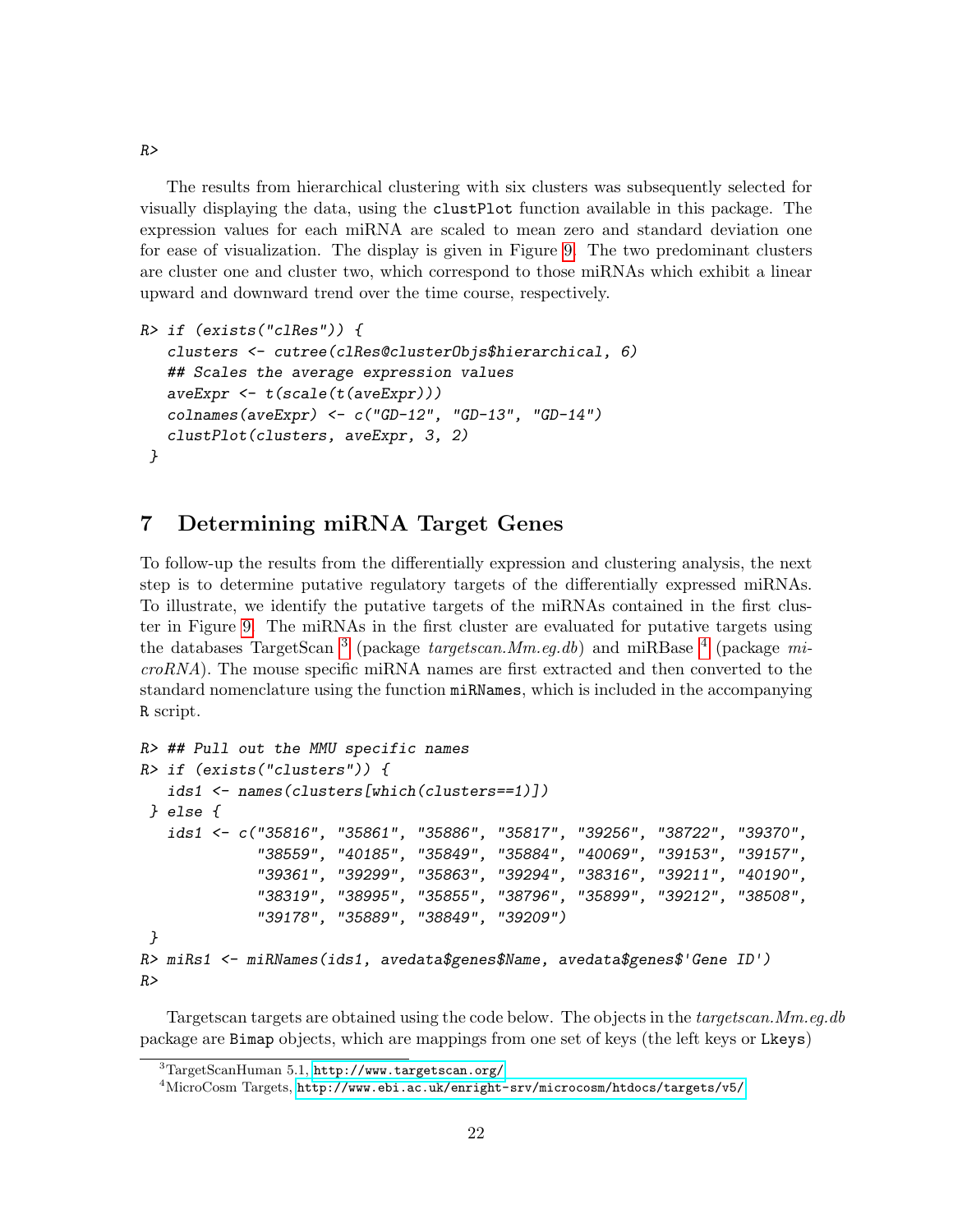```
R>
```

The results from hierarchical clustering with six clusters was subsequently selected for visually displaying the data, using the `clustPlot` function available in this package. The expression values for each miRNA are scaled to mean zero and standard deviation one for ease of visualization. The display is given in Figure 9. The two predominant clusters are cluster one and cluster two, which correspond to those miRNAs which exhibit a linear upward and downward trend over the time course, respectively.

```
R> if (exists("clRes")) {
   clusters <- cutree(clRes@clusterObjs$hierarchical, 6)
   ## Scales the average expression values
   aveExpr <- t(scale(t(aveExpr)))
   colnames(aveExpr) <- c("GD-12", "GD-13", "GD-14")
   clustPlot(clusters, aveExpr, 3, 2)
 }
```

## 7 Determining miRNA Target Genes

To follow-up the results from the differentially expression and clustering analysis, the next step is to determine putative regulatory targets of the differentially expressed miRNAs. To illustrate, we identify the putative targets of the miRNAs contained in the first cluster in Figure 9. The miRNAs in the first cluster are evaluated for putative targets using the databases TargetScan [3] (package *targetscan.Mm.eg.db*) and miRBase [4] (package *microRNA*). The mouse specific miRNA names are first extracted and then converted to the standard nomenclature using the function `miRNames`, which is included in the accompanying `R` script.

```
R> ## Pull out the MMU specific names
R> if (exists("clusters")) {
   ids1 <- names(clusters[which(clusters==1)])
 } else {
   ids1 <- c("35816", "35861", "35886", "35817", "39256", "38722", "39370",
             "38559", "40185", "35849", "35884", "40069", "39153", "39157",
             "39361", "39299", "35863", "39294", "38316", "39211", "40190",
             "38319", "38995", "35855", "38796", "35899", "39212", "38508",
             "39178", "35889", "38849", "39209")
 }
R> miRs1 <- miRNames(ids1, avedata$genes$Name, avedata$genes$'Gene ID')
R>
```

Targetscan targets are obtained using the code below. The objects in the *targetscan.Mm.eg.db* package are `Bimap` objects, which are mappings from one set of keys (the left keys or `Lkeys`)

[3] TargetScanHuman 5.1, http://www.targetscan.org/

[4] MicroCosm Targets, http://www.ebi.ac.uk/enright-srv/microcosm/htdocs/targets/v5/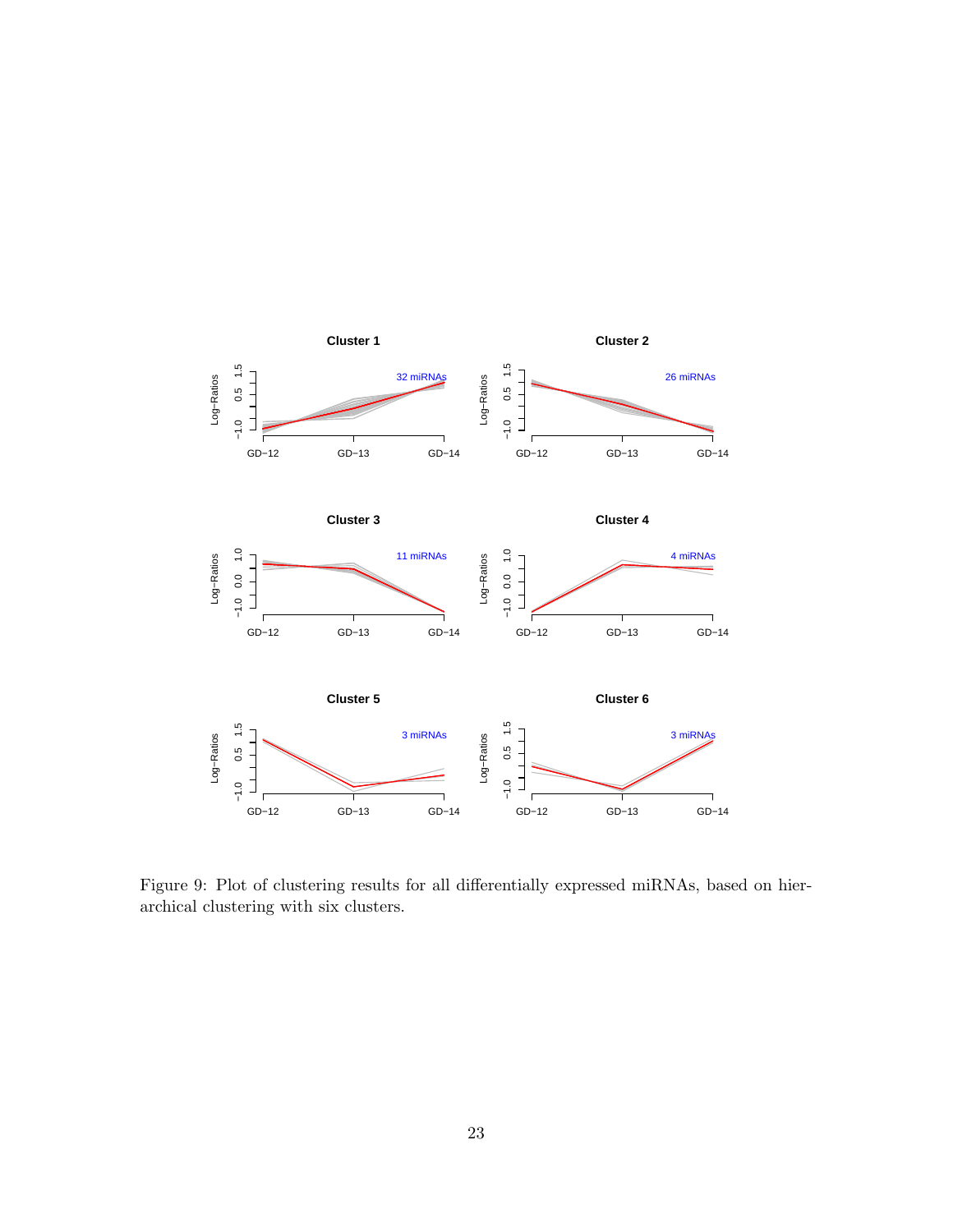Figure 9: Plot of clustering results for all differentially expressed miRNAs, based on hierarchical clustering with six clusters.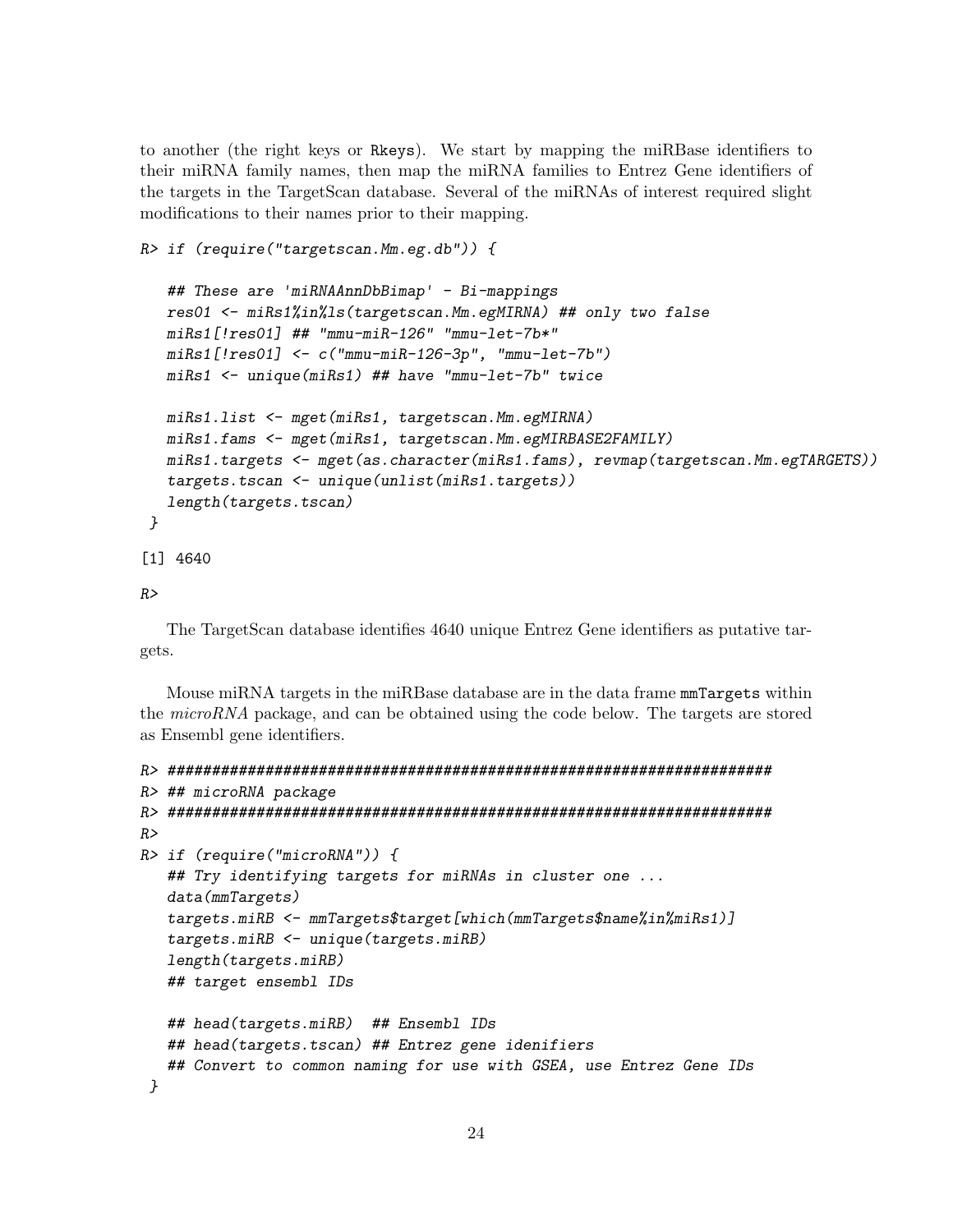to another (the right keys or `Rkeys`). We start by mapping the miRBase identifiers to their miRNA family names, then map the miRNA families to Entrez Gene identifiers of the targets in the TargetScan database. Several of the miRNAs of interest required slight modifications to their names prior to their mapping.

```
R> if (require("targetscan.Mm.eg.db")) {

   ## These are 'miRNAAnnDbBimap' - Bi-mappings
   res01 <- miRs1%in%ls(targetscan.Mm.egMIRNA) ## only two false
   miRs1[!res01] ## "mmu-miR-126" "mmu-let-7b*"
   miRs1[!res01] <- c("mmu-miR-126-3p", "mmu-let-7b")
   miRs1 <- unique(miRs1) ## have "mmu-let-7b" twice

   miRs1.list <- mget(miRs1, targetscan.Mm.egMIRNA)
   miRs1.fams <- mget(miRs1, targetscan.Mm.egMIRBASE2FAMILY)
   miRs1.targets <- mget(as.character(miRs1.fams), revmap(targetscan.Mm.egTARGETS))
   targets.tscan <- unique(unlist(miRs1.targets))
   length(targets.tscan)
 }

[1] 4640

R>
```

The TargetScan database identifies 4640 unique Entrez Gene identifiers as putative targets.

Mouse miRNA targets in the miRBase database are in the data frame `mmTargets` within the *microRNA* package, and can be obtained using the code below. The targets are stored as Ensembl gene identifiers.

```
R> ######################################################################
R> ## microRNA package
R> ######################################################################
R>
R> if (require("microRNA")) {
   ## Try identifying targets for miRNAs in cluster one ...
   data(mmTargets)
   targets.miRB <- mmTargets$target[which(mmTargets$name%in%miRs1)]
   targets.miRB <- unique(targets.miRB)
   length(targets.miRB)
   ## target ensembl IDs

   ## head(targets.miRB)  ## Ensembl IDs
   ## head(targets.tscan) ## Entrez gene idenifiers
   ## Convert to common naming for use with GSEA, use Entrez Gene IDs
 }
```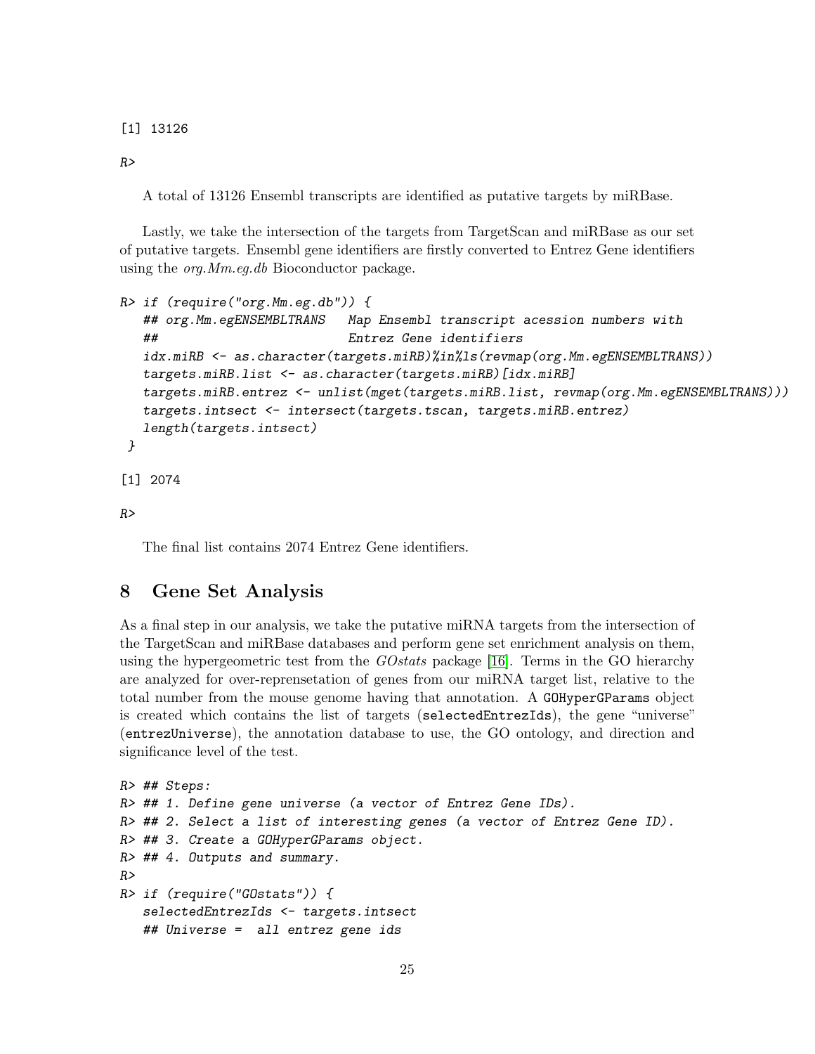```
[1] 13126

R>
```

A total of 13126 Ensembl transcripts are identified as putative targets by miRBase.

Lastly, we take the intersection of the targets from TargetScan and miRBase as our set of putative targets. Ensembl gene identifiers are firstly converted to Entrez Gene identifiers using the *org.Mm.eg.db* Bioconductor package.

```
R> if (require("org.Mm.eg.db")) {
   ## org.Mm.egENSEMBLTRANS   Map Ensembl transcript acession numbers with
   ##                         Entrez Gene identifiers
   idx.miRB <- as.character(targets.miRB)%in%ls(revmap(org.Mm.egENSEMBLTRANS))
   targets.miRB.list <- as.character(targets.miRB)[idx.miRB]
   targets.miRB.entrez <- unlist(mget(targets.miRB.list, revmap(org.Mm.egENSEMBLTRANS)))
   targets.intsect <- intersect(targets.tscan, targets.miRB.entrez)
   length(targets.intsect)
 }

[1] 2074

R>
```

The final list contains 2074 Entrez Gene identifiers.

## 8 Gene Set Analysis

As a final step in our analysis, we take the putative miRNA targets from the intersection of the TargetScan and miRBase databases and perform gene set enrichment analysis on them, using the hypergeometric test from the *GOstats* package [16]. Terms in the GO hierarchy are analyzed for over-reprensetation of genes from our miRNA target list, relative to the total number from the mouse genome having that annotation. A `GOHyperGParams` object is created which contains the list of targets (`selectedEntrezIds`), the gene "universe" (`entrezUniverse`), the annotation database to use, the GO ontology, and direction and significance level of the test.

```
R> ## Steps:
R> ## 1. Define gene universe (a vector of Entrez Gene IDs).
R> ## 2. Select a list of interesting genes (a vector of Entrez Gene ID).
R> ## 3. Create a GOHyperGParams object.
R> ## 4. Outputs and summary.
R>
R> if (require("GOstats")) {
   selectedEntrezIds <- targets.intsect
   ## Universe =  all entrez gene ids
```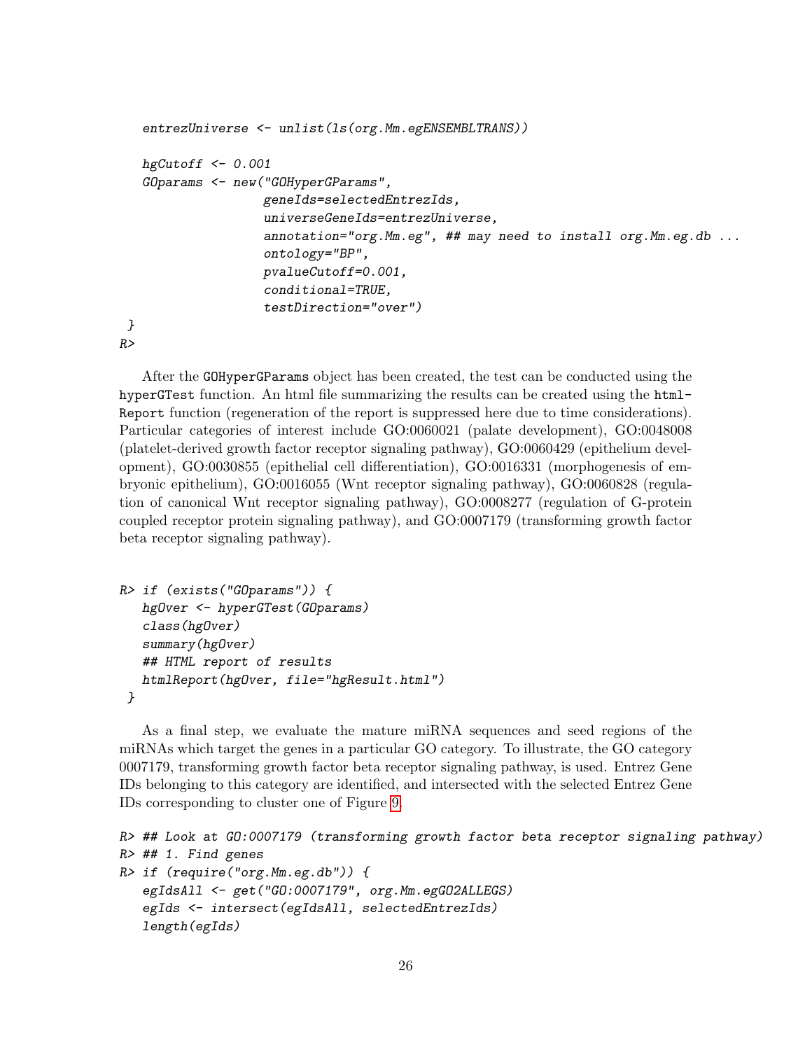```
   entrezUniverse <- unlist(ls(org.Mm.egENSEMBLTRANS))

   hgCutoff <- 0.001
   GOparams <- new("GOHyperGParams",
                   geneIds=selectedEntrezIds,
                   universeGeneIds=entrezUniverse,
                   annotation="org.Mm.eg", ## may need to install org.Mm.eg.db ...
                   ontology="BP",
                   pvalueCutoff=0.001,
                   conditional=TRUE,
                   testDirection="over")
 }
R>
```

After the GOHyperGParams object has been created, the test can be conducted using the hyperGTest function. An html file summarizing the results can be created using the htmlReport function (regeneration of the report is suppressed here due to time considerations). Particular categories of interest include GO:0060021 (palate development), GO:0048008 (platelet-derived growth factor receptor signaling pathway), GO:0060429 (epithelium development), GO:0030855 (epithelial cell differentiation), GO:0016331 (morphogenesis of embryonic epithelium), GO:0016055 (Wnt receptor signaling pathway), GO:0060828 (regulation of canonical Wnt receptor signaling pathway), GO:0008277 (regulation of G-protein coupled receptor protein signaling pathway), and GO:0007179 (transforming growth factor beta receptor signaling pathway).

```
R> if (exists("GOparams")) {
   hgOver <- hyperGTest(GOparams)
   class(hgOver)
   summary(hgOver)
   ## HTML report of results
   htmlReport(hgOver, file="hgResult.html")
 }
```

As a final step, we evaluate the mature miRNA sequences and seed regions of the miRNAs which target the genes in a particular GO category. To illustrate, the GO category 0007179, transforming growth factor beta receptor signaling pathway, is used. Entrez Gene IDs belonging to this category are identified, and intersected with the selected Entrez Gene IDs corresponding to cluster one of Figure 9.

```
R> ## Look at GO:0007179 (transforming growth factor beta receptor signaling pathway)
R> ## 1. Find genes
R> if (require("org.Mm.eg.db")) {
   egIdsAll <- get("GO:0007179", org.Mm.egGO2ALLEGS)
   egIds <- intersect(egIdsAll, selectedEntrezIds)
   length(egIds)
```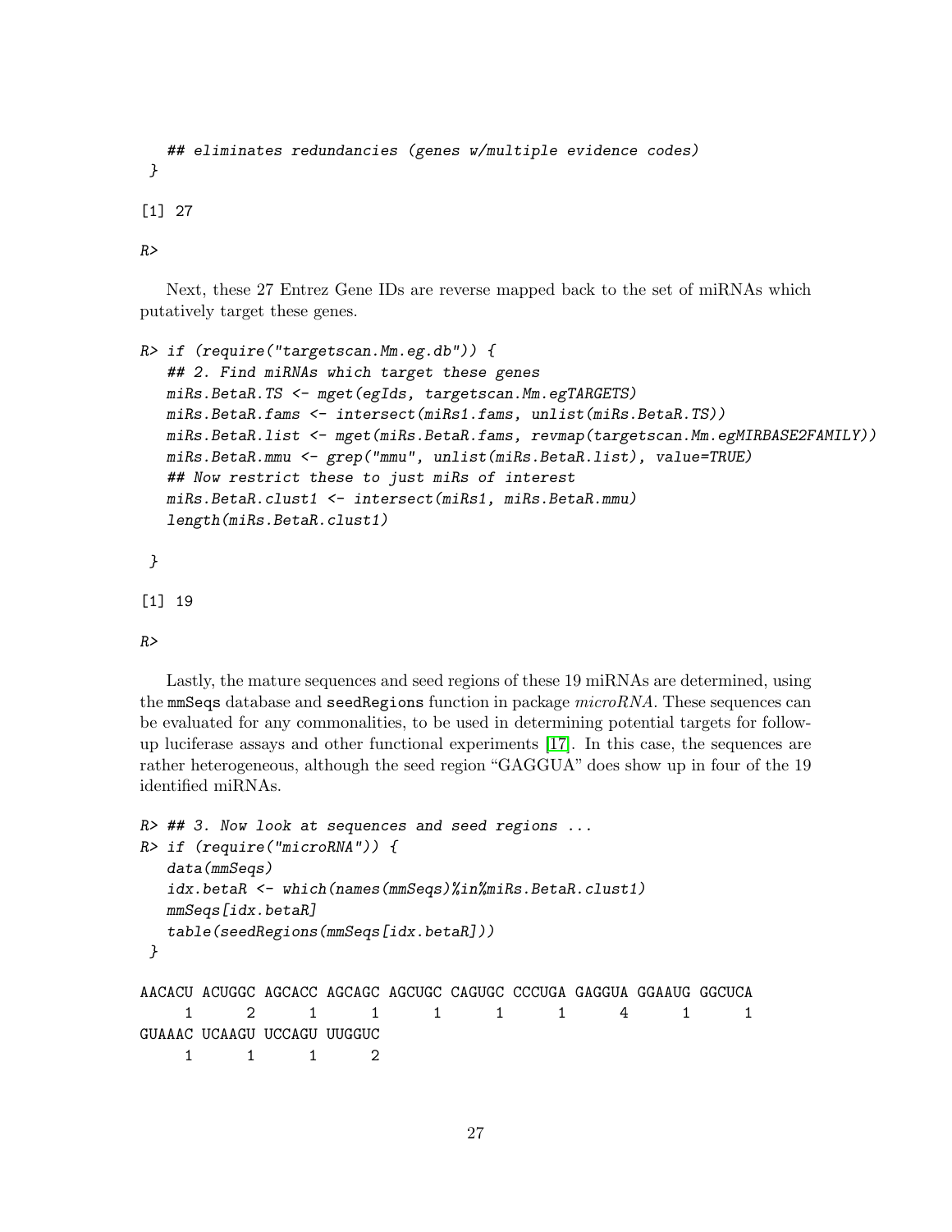```
   ## eliminates redundancies (genes w/multiple evidence codes)
 }

[1] 27

R>
```

Next, these 27 Entrez Gene IDs are reverse mapped back to the set of miRNAs which putatively target these genes.

```
R> if (require("targetscan.Mm.eg.db")) {
   ## 2. Find miRNAs which target these genes
   miRs.BetaR.TS <- mget(egIds, targetscan.Mm.egTARGETS)
   miRs.BetaR.fams <- intersect(miRs1.fams, unlist(miRs.BetaR.TS))
   miRs.BetaR.list <- mget(miRs.BetaR.fams, revmap(targetscan.Mm.egMIRBASE2FAMILY))
   miRs.BetaR.mmu <- grep("mmu", unlist(miRs.BetaR.list), value=TRUE)
   ## Now restrict these to just miRs of interest
   miRs.BetaR.clust1 <- intersect(miRs1, miRs.BetaR.mmu)
   length(miRs.BetaR.clust1)

 }

[1] 19

R>
```

Lastly, the mature sequences and seed regions of these 19 miRNAs are determined, using the `mmSeqs` database and `seedRegions` function in package *microRNA*. These sequences can be evaluated for any commonalities, to be used in determining potential targets for follow-up luciferase assays and other functional experiments [17]. In this case, the sequences are rather heterogeneous, although the seed region "GAGGUA" does show up in four of the 19 identified miRNAs.

```
R> ## 3. Now look at sequences and seed regions ...
R> if (require("microRNA")) {
   data(mmSeqs)
   idx.betaR <- which(names(mmSeqs)%in%miRs.BetaR.clust1)
   mmSeqs[idx.betaR]
   table(seedRegions(mmSeqs[idx.betaR]))
 }

AACACU ACUGGC AGCACC AGCAGC AGCUGC CAGUGC CCCUGA GAGGUA GGAAUG GGCUCA
     1      2      1      1      1      1      1      4      1      1
GUAAAC UCAAGU UCCAGU UUGGUC
     1      1      1      2
```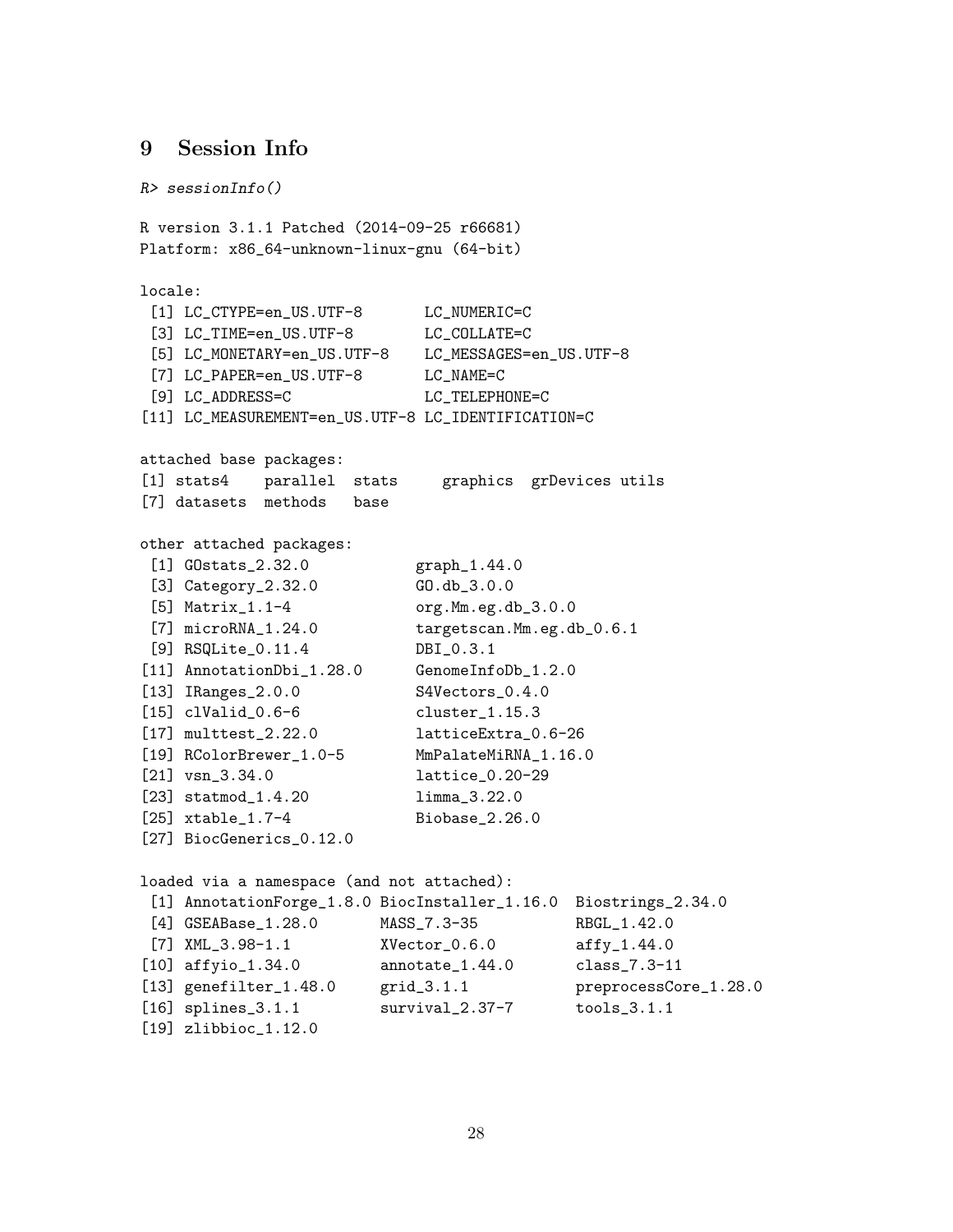## 9 Session Info

```
R> sessionInfo()

R version 3.1.1 Patched (2014-09-25 r66681)
Platform: x86_64-unknown-linux-gnu (64-bit)

locale:
 [1] LC_CTYPE=en_US.UTF-8       LC_NUMERIC=C
 [3] LC_TIME=en_US.UTF-8        LC_COLLATE=C
 [5] LC_MONETARY=en_US.UTF-8    LC_MESSAGES=en_US.UTF-8
 [7] LC_PAPER=en_US.UTF-8       LC_NAME=C
 [9] LC_ADDRESS=C               LC_TELEPHONE=C
[11] LC_MEASUREMENT=en_US.UTF-8 LC_IDENTIFICATION=C

attached base packages:
[1] stats4    parallel  stats     graphics  grDevices utils
[7] datasets  methods   base

other attached packages:
 [1] GOstats_2.32.0           graph_1.44.0
 [3] Category_2.32.0          GO.db_3.0.0
 [5] Matrix_1.1-4             org.Mm.eg.db_3.0.0
 [7] microRNA_1.24.0          targetscan.Mm.eg.db_0.6.1
 [9] RSQLite_0.11.4           DBI_0.3.1
[11] AnnotationDbi_1.28.0     GenomeInfoDb_1.2.0
[13] IRanges_2.0.0            S4Vectors_0.4.0
[15] clValid_0.6-6            cluster_1.15.3
[17] multtest_2.22.0          latticeExtra_0.6-26
[19] RColorBrewer_1.0-5       MmPalateMiRNA_1.16.0
[21] vsn_3.34.0               lattice_0.20-29
[23] statmod_1.4.20           limma_3.22.0
[25] xtable_1.7-4             Biobase_2.26.0
[27] BiocGenerics_0.12.0

loaded via a namespace (and not attached):
 [1] AnnotationForge_1.8.0 BiocInstaller_1.16.0  Biostrings_2.34.0
 [4] GSEABase_1.28.0       MASS_7.3-35           RBGL_1.42.0
 [7] XML_3.98-1.1          XVector_0.6.0         affy_1.44.0
[10] affyio_1.34.0         annotate_1.44.0       class_7.3-11
[13] genefilter_1.48.0     grid_3.1.1            preprocessCore_1.28.0
[16] splines_3.1.1         survival_2.37-7       tools_3.1.1
[19] zlibbioc_1.12.0
```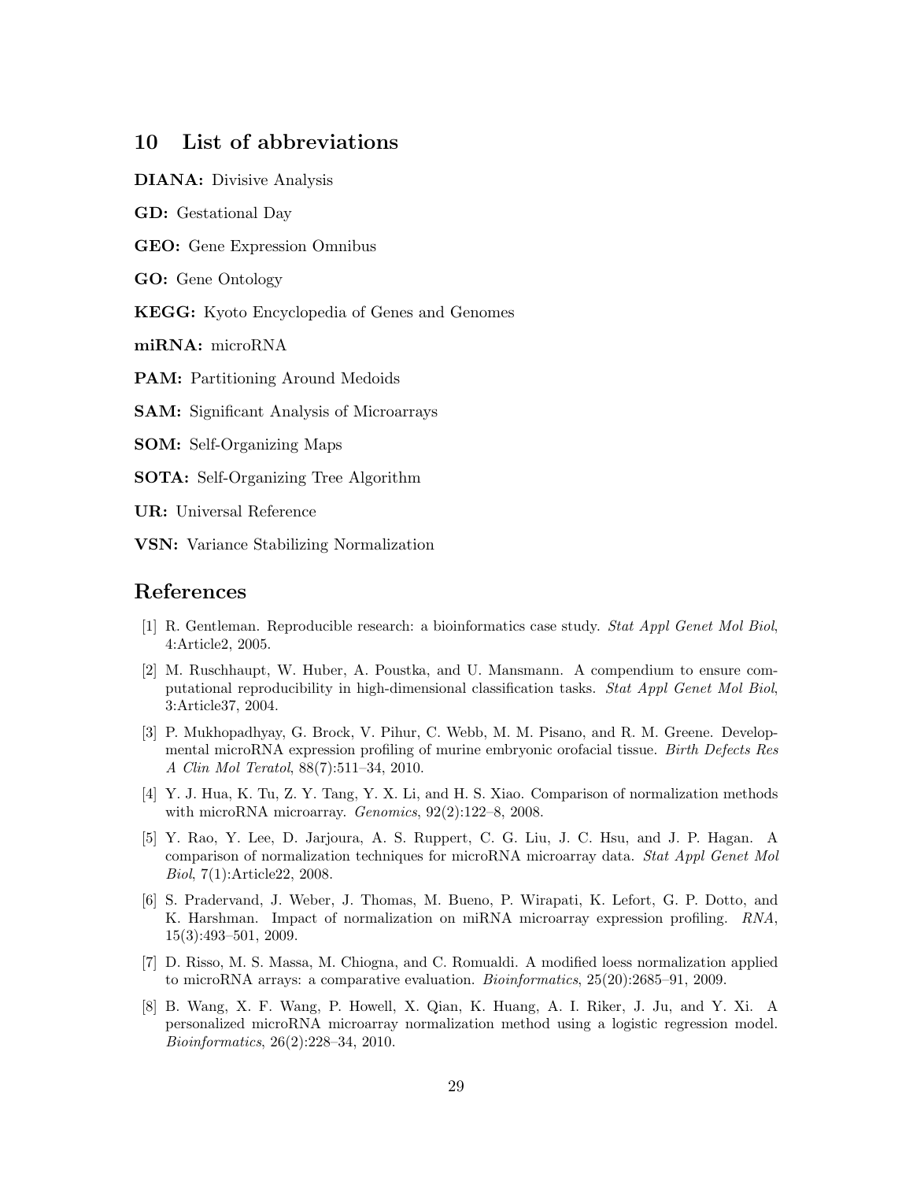## 10 List of abbreviations

**DIANA:** Divisive Analysis

**GD:** Gestational Day

**GEO:** Gene Expression Omnibus

**GO:** Gene Ontology

**KEGG:** Kyoto Encyclopedia of Genes and Genomes

**miRNA:** microRNA

**PAM:** Partitioning Around Medoids

**SAM:** Significant Analysis of Microarrays

**SOM:** Self-Organizing Maps

**SOTA:** Self-Organizing Tree Algorithm

**UR:** Universal Reference

**VSN:** Variance Stabilizing Normalization

## References

[1] R. Gentleman. Reproducible research: a bioinformatics case study. *Stat Appl Genet Mol Biol*, 4:Article2, 2005.

[2] M. Ruschhaupt, W. Huber, A. Poustka, and U. Mansmann. A compendium to ensure computational reproducibility in high-dimensional classification tasks. *Stat Appl Genet Mol Biol*, 3:Article37, 2004.

[3] P. Mukhopadhyay, G. Brock, V. Pihur, C. Webb, M. M. Pisano, and R. M. Greene. Developmental microRNA expression profiling of murine embryonic orofacial tissue. *Birth Defects Res A Clin Mol Teratol*, 88(7):511–34, 2010.

[4] Y. J. Hua, K. Tu, Z. Y. Tang, Y. X. Li, and H. S. Xiao. Comparison of normalization methods with microRNA microarray. *Genomics*, 92(2):122–8, 2008.

[5] Y. Rao, Y. Lee, D. Jarjoura, A. S. Ruppert, C. G. Liu, J. C. Hsu, and J. P. Hagan. A comparison of normalization techniques for microRNA microarray data. *Stat Appl Genet Mol Biol*, 7(1):Article22, 2008.

[6] S. Pradervand, J. Weber, J. Thomas, M. Bueno, P. Wirapati, K. Lefort, G. P. Dotto, and K. Harshman. Impact of normalization on miRNA microarray expression profiling. *RNA*, 15(3):493–501, 2009.

[7] D. Risso, M. S. Massa, M. Chiogna, and C. Romualdi. A modified loess normalization applied to microRNA arrays: a comparative evaluation. *Bioinformatics*, 25(20):2685–91, 2009.

[8] B. Wang, X. F. Wang, P. Howell, X. Qian, K. Huang, A. I. Riker, J. Ju, and Y. Xi. A personalized microRNA microarray normalization method using a logistic regression model. *Bioinformatics*, 26(2):228–34, 2010.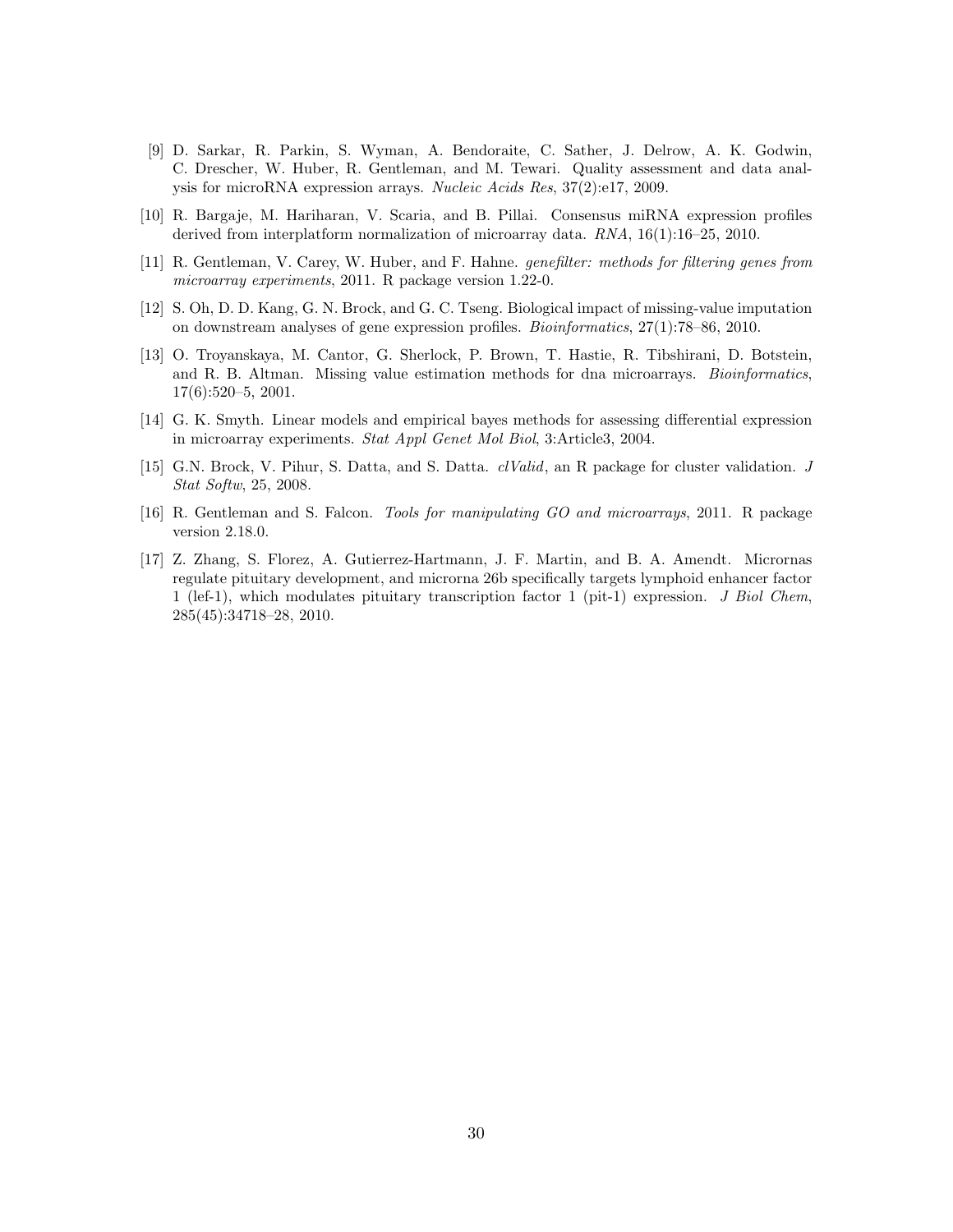[9] D. Sarkar, R. Parkin, S. Wyman, A. Bendoraite, C. Sather, J. Delrow, A. K. Godwin, C. Drescher, W. Huber, R. Gentleman, and M. Tewari. Quality assessment and data analysis for microRNA expression arrays. *Nucleic Acids Res*, 37(2):e17, 2009.

[10] R. Bargaje, M. Hariharan, V. Scaria, and B. Pillai. Consensus miRNA expression profiles derived from interplatform normalization of microarray data. *RNA*, 16(1):16–25, 2010.

[11] R. Gentleman, V. Carey, W. Huber, and F. Hahne. *genefilter: methods for filtering genes from microarray experiments*, 2011. R package version 1.22-0.

[12] S. Oh, D. D. Kang, G. N. Brock, and G. C. Tseng. Biological impact of missing-value imputation on downstream analyses of gene expression profiles. *Bioinformatics*, 27(1):78–86, 2010.

[13] O. Troyanskaya, M. Cantor, G. Sherlock, P. Brown, T. Hastie, R. Tibshirani, D. Botstein, and R. B. Altman. Missing value estimation methods for dna microarrays. *Bioinformatics*, 17(6):520–5, 2001.

[14] G. K. Smyth. Linear models and empirical bayes methods for assessing differential expression in microarray experiments. *Stat Appl Genet Mol Biol*, 3:Article3, 2004.

[15] G.N. Brock, V. Pihur, S. Datta, and S. Datta. *clValid*, an R package for cluster validation. *J Stat Softw*, 25, 2008.

[16] R. Gentleman and S. Falcon. *Tools for manipulating GO and microarrays*, 2011. R package version 2.18.0.

[17] Z. Zhang, S. Florez, A. Gutierrez-Hartmann, J. F. Martin, and B. A. Amendt. Micrornas regulate pituitary development, and microrna 26b specifically targets lymphoid enhancer factor 1 (lef-1), which modulates pituitary transcription factor 1 (pit-1) expression. *J Biol Chem*, 285(45):34718–28, 2010.